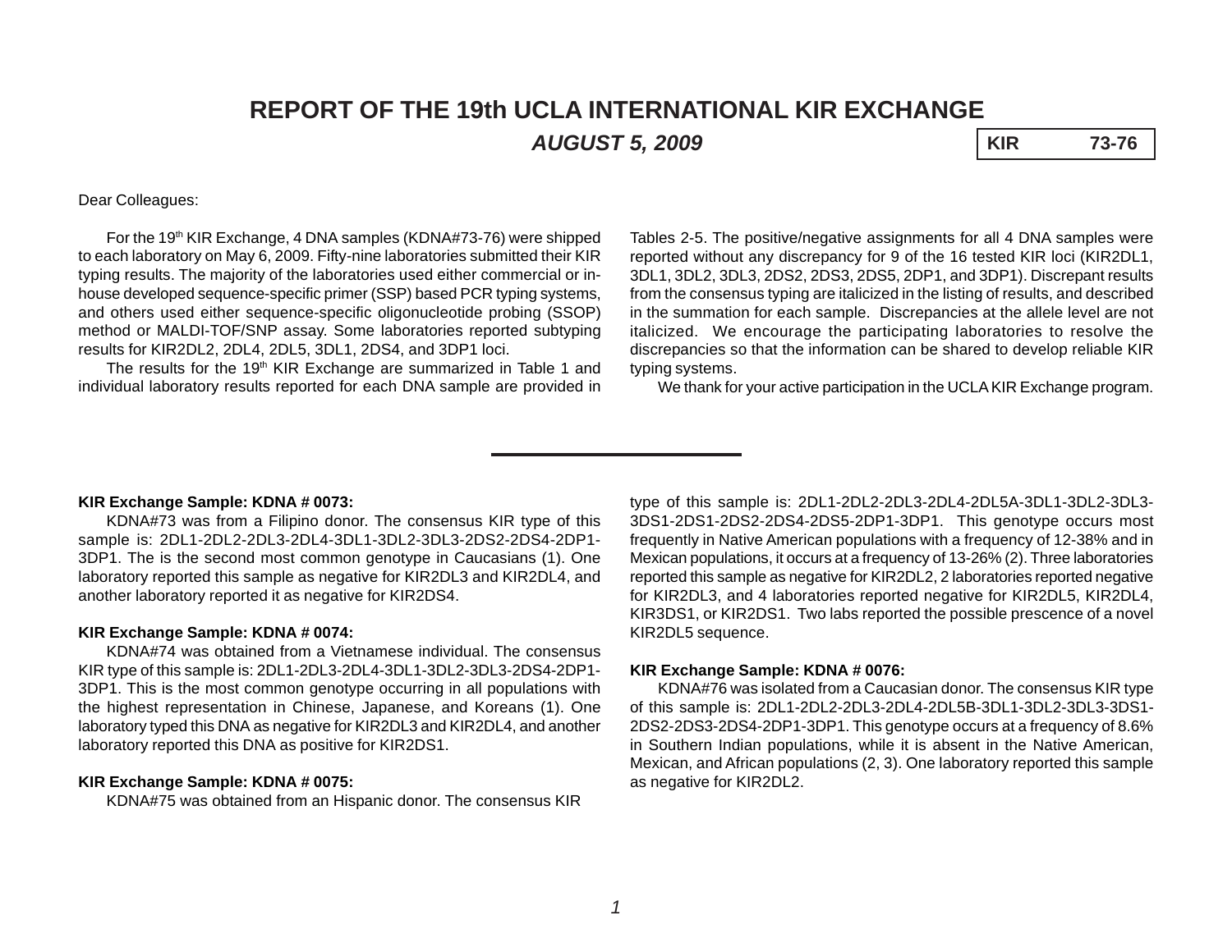# REPORT OF THE 19th UCLA INTERNATIONAL KIR EXCHANGE

## *AUGUST 5, 2009*

**KIR 73-76**

Dear Colleagues:

For the 19th KIR Exchange, 4 DNA samples (KDNA#73-76) were shipped to each laboratory on May 6, 2009. Fifty-nine laboratories submitted their KIR typing results. The majority of the laboratories used either commercial or in-house developed sequence-specific primer (SSP) based PCR typing systems, and others used either sequence-specific oligonucleotide probing (SSOP) method or MALDI-TOF/SNP assay. Some laboratories reported subtyping results for KIR2DL2, 2DL4, 2DL5, 3DL1, 2DS4, and 3DP1 loci.

The results for the 19th KIR Exchange are summarized in Table 1 and individual laboratory results reported for each DNA sample are provided in Tables 2-5. The positive/negative assignments for all 4 DNA samples were reported without any discrepancy for 9 of the 16 tested KIR loci (KIR2DL1, 3DL1, 3DL2, 3DL3, 2DS2, 2DS3, 2DS5, 2DP1, and 3DP1). Discrepant results from the consensus typing are italicized in the listing of results, and described in the summation for each sample. Discrepancies at the allele level are not italicized. We encourage the participating laboratories to resolve the discrepancies so that the information can be shared to develop reliable KIR typing systems.

We thank for your active participation in the UCLA KIR Exchange program.

---

### KIR Exchange Sample: KDNA # 0073:

KDNA#73 was from a Filipino donor. The consensus KIR type of this sample is: 2DL1-2DL2-2DL3-2DL4-3DL1-3DL2-3DL3-2DS2-2DS4-2DP1-3DP1. The is the second most common genotype in Caucasians (1). One laboratory reported this sample as negative for KIR2DL3 and KIR2DL4, and another laboratory reported it as negative for KIR2DS4.

### KIR Exchange Sample: KDNA # 0074:

KDNA#74 was obtained from a Vietnamese individual. The consensus KIR type of this sample is: 2DL1-2DL3-2DL4-3DL1-3DL2-3DL3-2DS4-2DP1-3DP1. This is the most common genotype occurring in all populations with the highest representation in Chinese, Japanese, and Koreans (1). One laboratory typed this DNA as negative for KIR2DL3 and KIR2DL4, and another laboratory reported this DNA as positive for KIR2DS1.

### KIR Exchange Sample: KDNA # 0075:

KDNA#75 was obtained from an Hispanic donor. The consensus KIR type of this sample is: 2DL1-2DL2-2DL3-2DL4-2DL5A-3DL1-3DL2-3DL3-3DS1-2DS1-2DS2-2DS4-2DS5-2DP1-3DP1. This genotype occurs most frequently in Native American populations with a frequency of 12-38% and in Mexican populations, it occurs at a frequency of 13-26% (2). Three laboratories reported this sample as negative for KIR2DL2, 2 laboratories reported negative for KIR2DL3, and 4 laboratories reported negative for KIR2DL5, KIR2DL4, KIR3DS1, or KIR2DS1. Two labs reported the possible prescence of a novel KIR2DL5 sequence.

### KIR Exchange Sample: KDNA # 0076:

KDNA#76 was isolated from a Caucasian donor. The consensus KIR type of this sample is: 2DL1-2DL2-2DL3-2DL4-2DL5B-3DL1-3DL2-3DL3-3DS1-2DS2-2DS3-2DS4-2DP1-3DP1. This genotype occurs at a frequency of 8.6% in Southern Indian populations, while it is absent in the Native American, Mexican, and African populations (2, 3). One laboratory reported this sample as negative for KIR2DL2.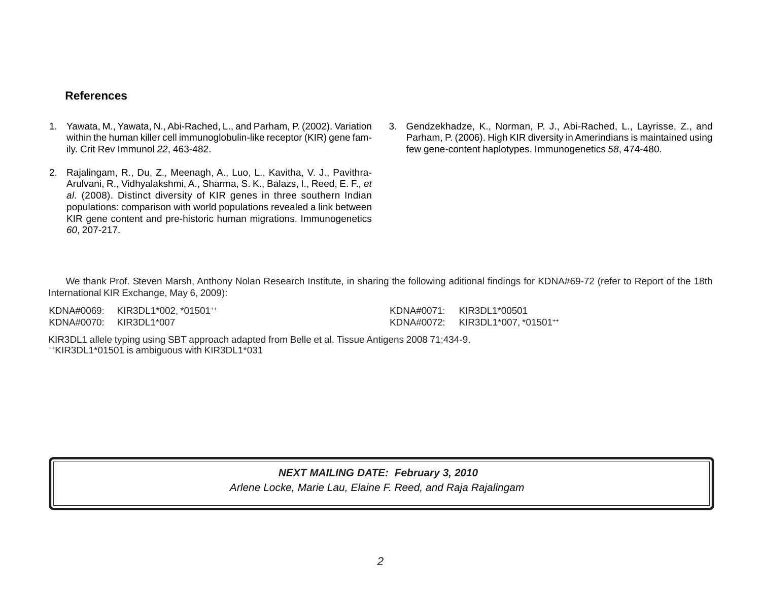## References

1. Yawata, M., Yawata, N., Abi-Rached, L., and Parham, P. (2002). Variation within the human killer cell immunoglobulin-like receptor (KIR) gene family. Crit Rev Immunol *22*, 463-482.

2. Rajalingam, R., Du, Z., Meenagh, A., Luo, L., Kavitha, V. J., Pavithra-Arulvani, R., Vidhyalakshmi, A., Sharma, S. K., Balazs, I., Reed, E. F., *et al.* (2008). Distinct diversity of KIR genes in three southern Indian populations: comparison with world populations revealed a link between KIR gene content and pre-historic human migrations. Immunogenetics *60*, 207-217.

3. Gendzekhadze, K., Norman, P. J., Abi-Rached, L., Layrisse, Z., and Parham, P. (2006). High KIR diversity in Amerindians is maintained using few gene-content haplotypes. Immunogenetics *58*, 474-480.

We thank Prof. Steven Marsh, Anthony Nolan Research Institute, in sharing the following aditional findings for KDNA#69-72 (refer to Report of the 18th International KIR Exchange, May 6, 2009):

KDNA#0069: KIR3DL1*002, *01501++
KDNA#0070: KIR3DL1*007
KDNA#0071: KIR3DL1*00501
KDNA#0072: KIR3DL1*007, *01501++

KIR3DL1 allele typing using SBT approach adapted from Belle et al. Tissue Antigens 2008 71;434-9.
++KIR3DL1*01501 is ambiguous with KIR3DL1*031

***NEXT MAILING DATE: February 3, 2010***

*Arlene Locke, Marie Lau, Elaine F. Reed, and Raja Rajalingam*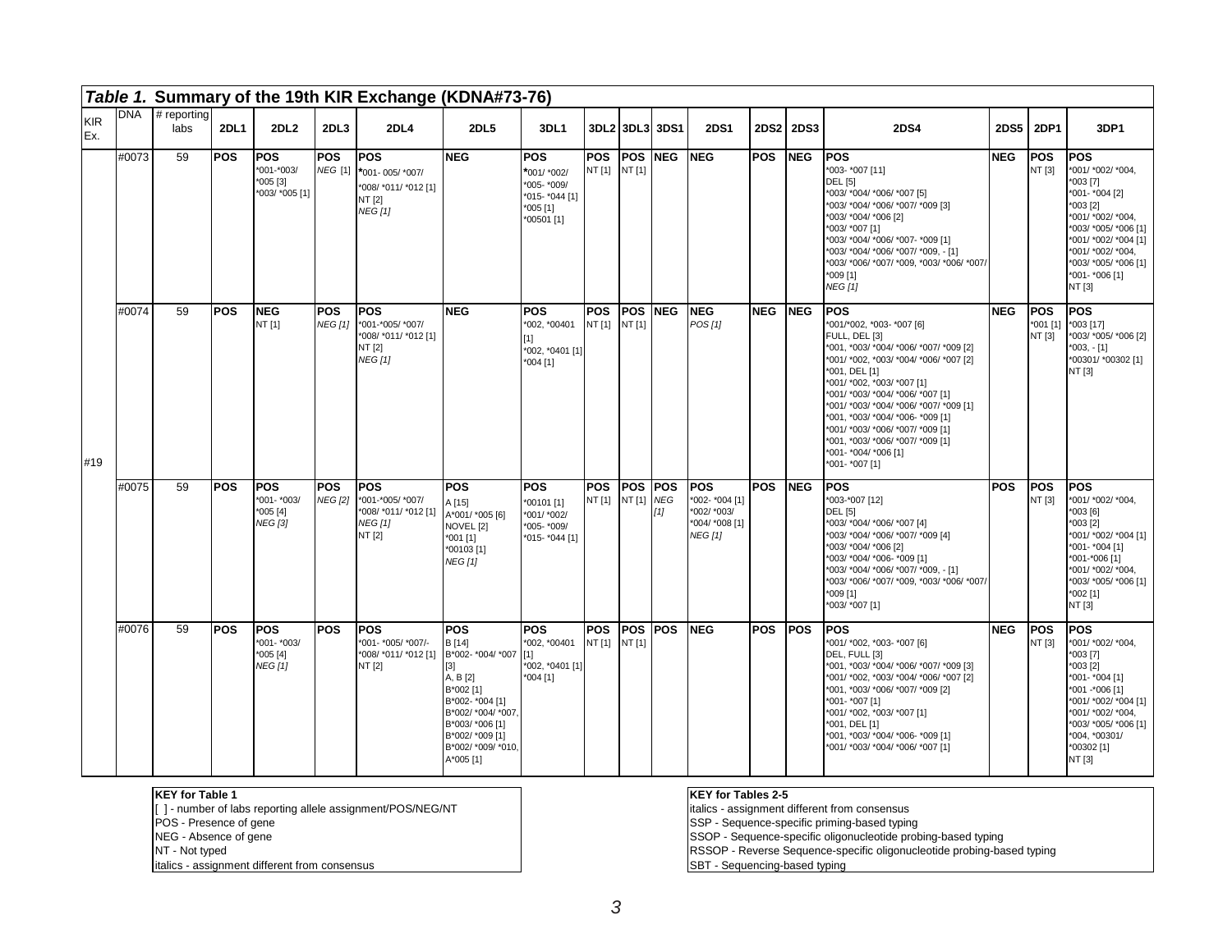*Table 1.* **Summary of the 19th KIR Exchange (KDNA#73-76)**

| KIR Ex. | DNA | # reporting labs | 2DL1 | 2DL2 | 2DL3 | 2DL4 | 2DL5 | 3DL1 | 3DL2 | 3DL3 | 3DS1 | 2DS1 | 2DS2 | 2DS3 | 2DS4 | 2DS5 | 2DP1 | 3DP1 |
|---|---|---|---|---|---|---|---|---|---|---|---|---|---|---|---|---|---|---|
| #19 | #0073 | 59 | **POS** | **POS** *001-*003/ *005 [3] *003/ *005 [1] | **POS** *NEG* [1] | **POS** *001- 005/ *007/ *008/ *011/ *012 [1] NT [2] *NEG [1]* | **NEG** | **POS** *001/ *002/ *005- *009/ *015- *044 [1] *005 [1] *00501 [1] | **POS** NT [1] | **POS** NT [1] | **NEG** | **NEG** | **POS** | **NEG** | **POS** *003- *007 [11] DEL [5] *003/ *004/ *006/ *007 [5] *003/ *004/ *006/ *007/ *009 [3] *003/ *004/ *006 [2] *003/ *007 [1] *003/ *004/ *006/ *007- *009 [1] *003/ *004/ *006/ *007/ *009, - [1] *003/ *006/ *007/ *009, *003/ *006/ *007/ *009 [1] *NEG [1]* | **NEG** | **POS** NT [3] | **POS** *001/ *002/ *004, *003 [7] *001- *004 [2] *003 [2] *001/ *002/ *004, *003/ *005/ *006 [1] *001/ *002/ *004 [1] *001/ *002/ *004, *003/ *005/ *006 [1] *001- *006 [1] NT [3] |
| | #0074 | 59 | **POS** | **NEG** NT [1] | **POS** *NEG [1]* | **POS** *001-*005/ *007/ *008/ *011/ *012 [1] NT [2] *NEG [1]* | **NEG** | **POS** *002, *00401 [1] *002, *0401 [1] *004 [1] | **POS** NT [1] | **POS** NT [1] | **NEG** | **NEG** *POS [1]* | **NEG** | **NEG** | **POS** *001/*002, *003- *007 [6] FULL, DEL [3] *001, *003/ *004/ *006/ *007/ *009 [2] *001/ *002, *003/ *004/ *006/ *007 [2] *001, DEL [1] *001/ *002, *003/ *007 [1] *001/ *003/ *004/ *006/ *007 [1] *001/ *003/ *004/ *006/ *007/ *009 [1] *001, *003/ *004/ *006- *009 [1] *001/ *003/ *006/ *007/ *009 [1] *001, *003/ *006/ *007/ *009 [1] *001- *004/ *006 [1] *001- *007 [1] | **NEG** | **POS** *001 [1] NT [3] | **POS** *003 [17] *003/ *005/ *006 [2] *003, - [1] *00301/ *00302 [1] NT [3] |
| | #0075 | 59 | **POS** | **POS** *001- *003/ *005 [4] *NEG [3]* | **POS** *NEG [2]* | **POS** *001-*005/ *007/ *008/ *011/ *012 [1] *NEG [1]* NT [2] | **POS** A [15] A*001/ *005 [6] NOVEL [2] *001 [1] *00103 [1] *NEG [1]* | **POS** *00101 [1] *001/ *002/ *005- *009/ *015- *044 [1] | **POS** NT [1] | **POS** NT [1] | **POS** *NEG [1]* | **POS** *002- *004 [1] *002/ *003/ *004/ *008 [1] *NEG [1]* | **POS** | **NEG** | **POS** *003-*007 [12] DEL [5] *003/ *004/ *006/ *007 [4] *003/ *004/ *006/ *007/ *009 [4] *003/ *004/ *006 [2] *003/ *004/ *006- *009 [1] *003/ *004/ *006/ *007/ *009, - [1] *003/ *006/ *007/ *009, *003/ *006/ *007/ *009 [1] *003/ *007 [1] | **POS** | **POS** NT [3] | **POS** *001/ *002/ *004, *003 [6] *003 [2] *001/ *002/ *004 [1] *001- *004 [1] *001-*006 [1] *001/ *002/ *004, *003/ *005/ *006 [1] *002 [1] NT [3] |
| | #0076 | 59 | **POS** | **POS** *001- *003/ *005 [4] *NEG [1]* | **POS** | **POS** *001- *005/ *007/- *008/ *011/ *012 [1] NT [2] | **POS** B [14] B*002- *004/ *007 [3] A, B [2] B*002 [1] B*002- *004 [1] B*002/ *004/ *007, B*003/ *006 [1] B*002/ *009 [1] B*002/ *009/ *010, A*005 [1] | **POS** *002, *00401 [1] *002, *0401 [1] *004 [1] | **POS** NT [1] | **POS** NT [1] | **POS** | **NEG** | **POS** | **POS** | **POS** *001/ *002, *003- *007 [6] DEL, FULL [3] *001, *003/ *004/ *006/ *007/ *009 [3] *001/ *002, *003/ *004/ *006/ *007 [2] *001, *003/ *006/ *007/ *009 [2] *001- *007 [1] *001/ *002, *003/ *007 [1] *001, DEL [1] *001, *003/ *004/ *006- *009 [1] *001/ *003/ *004/ *006/ *007 [1] | **NEG** | **POS** NT [3] | **POS** *001/ *002/ *004, *003 [7] *003 [2] *001- *004 [1] *001 -*006 [1] *001/ *002/ *004 [1] *001/ *002/ *004, *003/ *005/ *006 [1] *004, *00301/ *00302 [1] NT [3] |

**KEY for Table 1**
[ ] - number of labs reporting allele assignment/POS/NEG/NT
POS - Presence of gene
NEG - Absence of gene
NT - Not typed
*italics - assignment different from consensus*

**KEY for Tables 2-5**
*italics - assignment different from consensus*
SSP - Sequence-specific priming-based typing
SSOP - Sequence-specific oligonucleotide probing-based typing
RSSOP - Reverse Sequence-specific oligonucleotide probing-based typing
SBT - Sequencing-based typing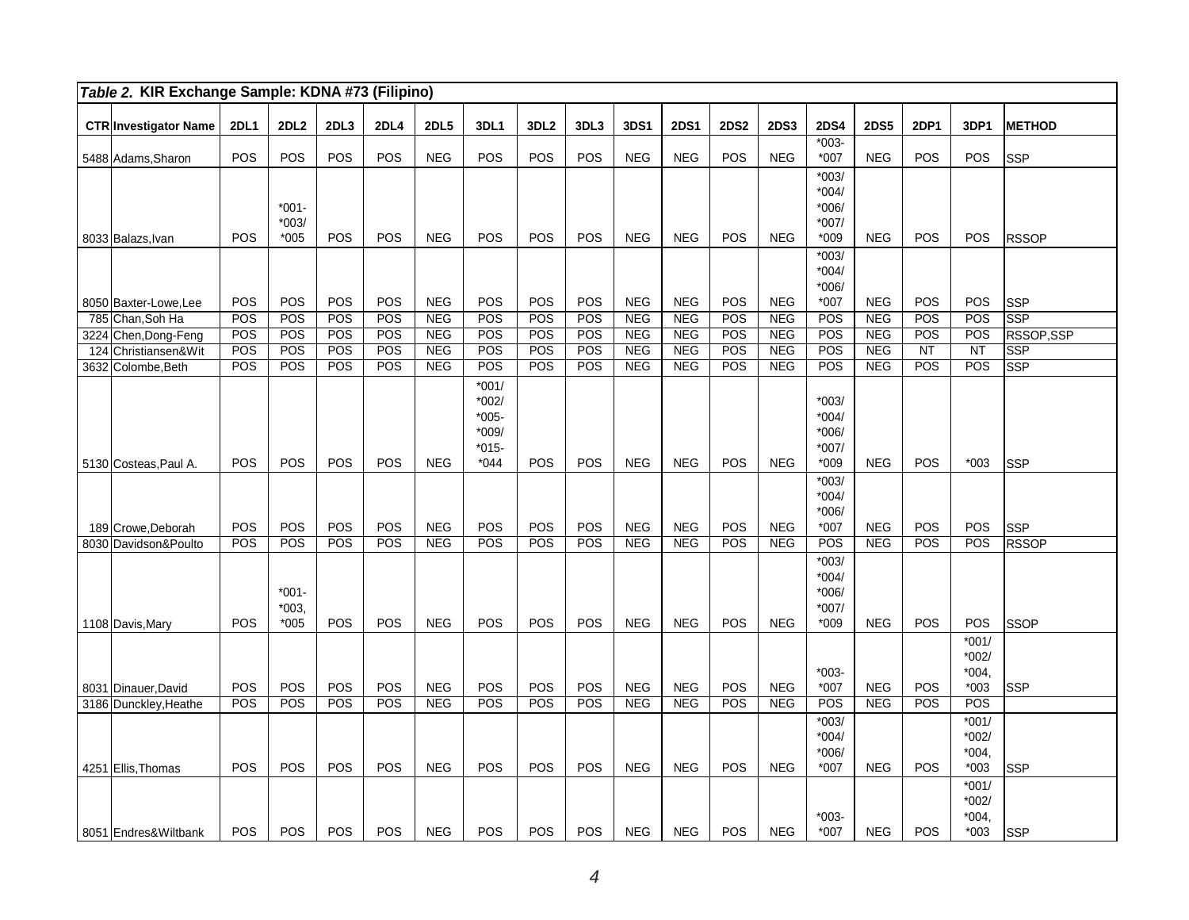*Table 2.* **KIR Exchange Sample: KDNA #73 (Filipino)**

| CTR | Investigator Name | 2DL1 | 2DL2 | 2DL3 | 2DL4 | 2DL5 | 3DL1 | 3DL2 | 3DL3 | 3DS1 | 2DS1 | 2DS2 | 2DS3 | 2DS4 | 2DS5 | 2DP1 | 3DP1 | METHOD |
|---|---|---|---|---|---|---|---|---|---|---|---|---|---|---|---|---|---|---|
| 5488 | Adams,Sharon | POS | POS | POS | POS | NEG | POS | POS | POS | NEG | NEG | POS | NEG | *003-*007 | NEG | POS | POS | SSP |
| 8033 | Balazs,Ivan | POS | *001-*003/*005 | POS | POS | NEG | POS | POS | POS | NEG | NEG | POS | NEG | *003/*004/*006/*007/*009 | NEG | POS | POS | RSSOP |
| 8050 | Baxter-Lowe,Lee | POS | POS | POS | POS | NEG | POS | POS | POS | NEG | NEG | POS | NEG | *003/*004/*006/*007 | NEG | POS | POS | SSP |
| 785 | Chan,Soh Ha | POS | POS | POS | POS | NEG | POS | POS | POS | NEG | NEG | POS | NEG | POS | NEG | POS | POS | SSP |
| 3224 | Chen,Dong-Feng | POS | POS | POS | POS | NEG | POS | POS | POS | NEG | NEG | POS | NEG | POS | NEG | POS | POS | RSSOP,SSP |
| 124 | Christiansen&Wit | POS | POS | POS | POS | NEG | POS | POS | POS | NEG | NEG | POS | NEG | POS | NEG | NT | NT | SSP |
| 3632 | Colombe,Beth | POS | POS | POS | POS | NEG | POS | POS | POS | NEG | NEG | POS | NEG | POS | NEG | POS | POS | SSP |
| 5130 | Costeas,Paul A. | POS | POS | POS | POS | NEG | *001/*002/*005-*009/*015-*044 | POS | POS | NEG | NEG | POS | NEG | *003/*004/*006/*007/*009 | NEG | POS | *003 | SSP |
| 189 | Crowe,Deborah | POS | POS | POS | POS | NEG | POS | POS | POS | NEG | NEG | POS | NEG | *003/*004/*006/*007 | NEG | POS | POS | SSP |
| 8030 | Davidson&Poulto | POS | POS | POS | POS | NEG | POS | POS | POS | NEG | NEG | POS | NEG | POS | NEG | POS | POS | RSSOP |
| 1108 | Davis,Mary | POS | *001-*003,*005 | POS | POS | NEG | POS | POS | POS | NEG | NEG | POS | NEG | *003/*004/*006/*007/*009 | NEG | POS | POS | SSOP |
| 8031 | Dinauer,David | POS | POS | POS | POS | NEG | POS | POS | POS | NEG | NEG | POS | NEG | *003-*007 | NEG | POS | *001/*002/*004,*003 | SSP |
| 3186 | Dunckley,Heathe | POS | POS | POS | POS | NEG | POS | POS | POS | NEG | NEG | POS | NEG | POS | NEG | POS | POS | |
| 4251 | Ellis,Thomas | POS | POS | POS | POS | NEG | POS | POS | POS | NEG | NEG | POS | NEG | *003/*004/*006/*007 | NEG | POS | *001/*002/*004,*003 | SSP |
| 8051 | Endres&Wiltbank | POS | POS | POS | POS | NEG | POS | POS | POS | NEG | NEG | POS | NEG | *003-*007 | NEG | POS | *001/*002/*004,*003 | SSP |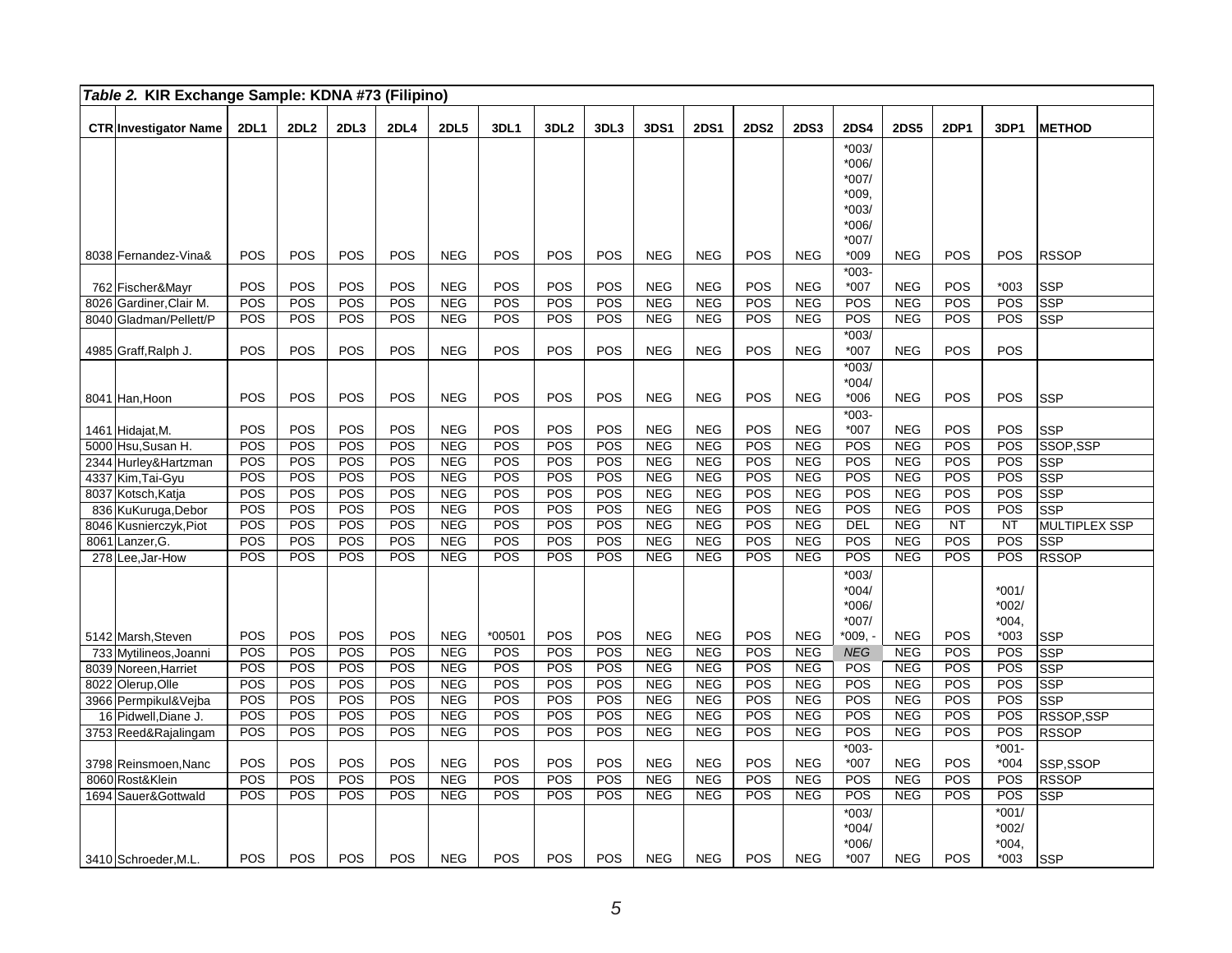| *Table 2.* **KIR Exchange Sample: KDNA #73 (Filipino)** | | | | | | | | | | | | | | | | | | | |
|---|---|---|---|---|---|---|---|---|---|---|---|---|---|---|---|---|---|---|---|
| **CTR** | **Investigator Name** | **2DL1** | **2DL2** | **2DL3** | **2DL4** | **2DL5** | **3DL1** | **3DL2** | **3DL3** | **3DS1** | **2DS1** | **2DS2** | **2DS3** | **2DS4** | **2DS5** | **2DP1** | **3DP1** | **METHOD** |
| 8038 | Fernandez-Vina& | POS | POS | POS | POS | NEG | POS | POS | POS | NEG | NEG | POS | NEG | *003/ *006/ *007/ *009, *003/ *006/ *007/ *009 | NEG | POS | POS | RSSOP |
| 762 | Fischer&Mayr | POS | POS | POS | POS | NEG | POS | POS | POS | NEG | NEG | POS | NEG | *003- *007 | NEG | POS | *003 | SSP |
| 8026 | Gardiner,Clair M. | POS | POS | POS | POS | NEG | POS | POS | POS | NEG | NEG | POS | NEG | POS | NEG | POS | POS | SSP |
| 8040 | Gladman/Pellett/P | POS | POS | POS | POS | NEG | POS | POS | POS | NEG | NEG | POS | NEG | POS | NEG | POS | POS | SSP |
| 4985 | Graff,Ralph J. | POS | POS | POS | POS | NEG | POS | POS | POS | NEG | NEG | POS | NEG | *003/ *007 | NEG | POS | POS | |
| 8041 | Han,Hoon | POS | POS | POS | POS | NEG | POS | POS | POS | NEG | NEG | POS | NEG | *003/ *004/ *006 | NEG | POS | POS | SSP |
| 1461 | Hidajat,M. | POS | POS | POS | POS | NEG | POS | POS | POS | NEG | NEG | POS | NEG | *003- *007 | NEG | POS | POS | SSP |
| 5000 | Hsu,Susan H. | POS | POS | POS | POS | NEG | POS | POS | POS | NEG | NEG | POS | NEG | POS | NEG | POS | POS | SSOP,SSP |
| 2344 | Hurley&Hartzman | POS | POS | POS | POS | NEG | POS | POS | POS | NEG | NEG | POS | NEG | POS | NEG | POS | POS | SSP |
| 4337 | Kim,Tai-Gyu | POS | POS | POS | POS | NEG | POS | POS | POS | NEG | NEG | POS | NEG | POS | NEG | POS | POS | SSP |
| 8037 | Kotsch,Katja | POS | POS | POS | POS | NEG | POS | POS | POS | NEG | NEG | POS | NEG | POS | NEG | POS | POS | SSP |
| 836 | KuKuruga,Debor | POS | POS | POS | POS | NEG | POS | POS | POS | NEG | NEG | POS | NEG | POS | NEG | POS | POS | SSP |
| 8046 | Kusnierczyk,Piot | POS | POS | POS | POS | NEG | POS | POS | POS | NEG | NEG | POS | NEG | DEL | NEG | NT | NT | MULTIPLEX SSP |
| 8061 | Lanzer,G. | POS | POS | POS | POS | NEG | POS | POS | POS | NEG | NEG | POS | NEG | POS | NEG | POS | POS | SSP |
| 278 | Lee,Jar-How | POS | POS | POS | POS | NEG | POS | POS | POS | NEG | NEG | POS | NEG | POS | NEG | POS | POS | RSSOP |
| 5142 | Marsh,Steven | POS | POS | POS | POS | NEG | *00501 | POS | POS | NEG | NEG | POS | NEG | *003/ *004/ *006/ *007/ *009, - | NEG | POS | *001/ *002/ *004, *003 | SSP |
| 733 | Mytilineos,Joanni | POS | POS | POS | POS | NEG | POS | POS | POS | NEG | NEG | POS | NEG | *NEG* | NEG | POS | POS | SSP |
| 8039 | Noreen,Harriet | POS | POS | POS | POS | NEG | POS | POS | POS | NEG | NEG | POS | NEG | POS | NEG | POS | POS | SSP |
| 8022 | Olerup,Olle | POS | POS | POS | POS | NEG | POS | POS | POS | NEG | NEG | POS | NEG | POS | NEG | POS | POS | SSP |
| 3966 | Permpikul&Vejba | POS | POS | POS | POS | NEG | POS | POS | POS | NEG | NEG | POS | NEG | POS | NEG | POS | POS | SSP |
| 16 | Pidwell,Diane J. | POS | POS | POS | POS | NEG | POS | POS | POS | NEG | NEG | POS | NEG | POS | NEG | POS | POS | RSSOP,SSP |
| 3753 | Reed&Rajalingam | POS | POS | POS | POS | NEG | POS | POS | POS | NEG | NEG | POS | NEG | POS | NEG | POS | POS | RSSOP |
| 3798 | Reinsmoen,Nanc | POS | POS | POS | POS | NEG | POS | POS | POS | NEG | NEG | POS | NEG | *003- *007 | NEG | POS | *001- *004 | SSP,SSOP |
| 8060 | Rost&Klein | POS | POS | POS | POS | NEG | POS | POS | POS | NEG | NEG | POS | NEG | POS | NEG | POS | POS | RSSOP |
| 1694 | Sauer&Gottwald | POS | POS | POS | POS | NEG | POS | POS | POS | NEG | NEG | POS | NEG | POS | NEG | POS | POS | SSP |
| 3410 | Schroeder,M.L. | POS | POS | POS | POS | NEG | POS | POS | POS | NEG | NEG | POS | NEG | *003/ *004/ *006/ *007 | NEG | POS | *001/ *002/ *004, *003 | SSP |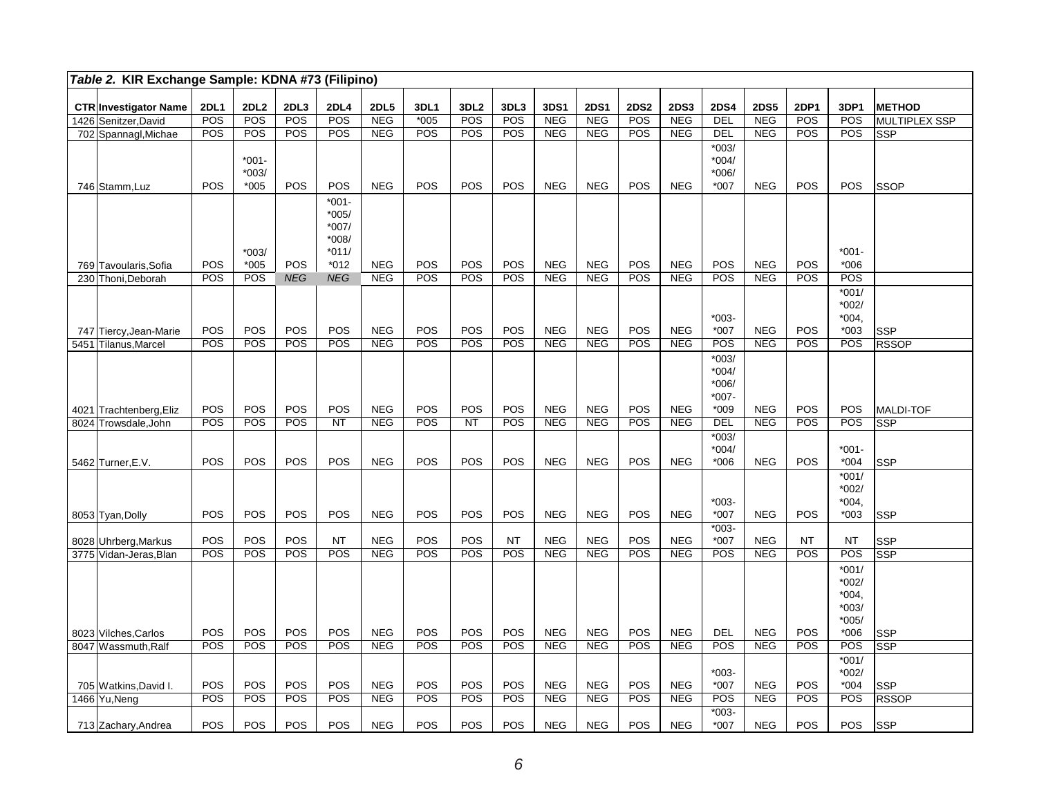| *Table 2.* **KIR Exchange Sample: KDNA #73 (Filipino)** | | | | | | | | | | | | | | | | | | | |
|---|---|---|---|---|---|---|---|---|---|---|---|---|---|---|---|---|---|---|---|
| **CTR** | **Investigator Name** | **2DL1** | **2DL2** | **2DL3** | **2DL4** | **2DL5** | **3DL1** | **3DL2** | **3DL3** | **3DS1** | **2DS1** | **2DS2** | **2DS3** | **2DS4** | **2DS5** | **2DP1** | **3DP1** | **METHOD** |
| 1426 | Senitzer,David | POS | POS | POS | POS | NEG | *005 | POS | POS | NEG | NEG | POS | NEG | DEL | NEG | POS | POS | MULTIPLEX SSP |
| 702 | Spannagl,Michae | POS | POS | POS | POS | NEG | POS | POS | POS | NEG | NEG | POS | NEG | DEL | NEG | POS | POS | SSP |
| 746 | Stamm,Luz | POS | *001-*003/*005 | POS | POS | NEG | POS | POS | POS | NEG | NEG | POS | NEG | *003/*004/*006/*007 | NEG | POS | POS | SSOP |
| 769 | Tavoularis,Sofia | POS | *003/*005 | POS | *001-*005/*007/*008/*011/*012 | NEG | POS | POS | POS | NEG | NEG | POS | NEG | POS | NEG | POS | *001-*006 | |
| 230 | Thoni,Deborah | POS | POS | *NEG* | *NEG* | NEG | POS | POS | POS | NEG | NEG | POS | NEG | POS | NEG | POS | POS | |
| 747 | Tiercy,Jean-Marie | POS | POS | POS | POS | NEG | POS | POS | POS | NEG | NEG | POS | NEG | *003-*007 | NEG | POS | *001/*002/*004, *003 | SSP |
| 5451 | Tilanus,Marcel | POS | POS | POS | POS | NEG | POS | POS | POS | NEG | NEG | POS | NEG | POS | NEG | POS | POS | RSSOP |
| 4021 | Trachtenberg,Eliz | POS | POS | POS | POS | NEG | POS | POS | POS | NEG | NEG | POS | NEG | *003/*004/*006/*007-*009 | NEG | POS | POS | MALDI-TOF |
| 8024 | Trowsdale,John | POS | POS | POS | NT | NEG | POS | NT | POS | NEG | NEG | POS | NEG | DEL | NEG | POS | POS | SSP |
| 5462 | Turner,E.V. | POS | POS | POS | POS | NEG | POS | POS | POS | NEG | NEG | POS | NEG | *003/*004/*006 | NEG | POS | *001-*004 | SSP |
| 8053 | Tyan,Dolly | POS | POS | POS | POS | NEG | POS | POS | POS | NEG | NEG | POS | NEG | *003-*007 | NEG | POS | *001/*002/*004, *003 | SSP |
| 8028 | Uhrberg,Markus | POS | POS | POS | NT | NEG | POS | POS | NT | NEG | NEG | POS | NEG | *003-*007 | NEG | NT | NT | SSP |
| 3775 | Vidan-Jeras,Blan | POS | POS | POS | POS | NEG | POS | POS | POS | NEG | NEG | POS | NEG | POS | NEG | POS | POS | SSP |
| 8023 | Vilches,Carlos | POS | POS | POS | POS | NEG | POS | POS | POS | NEG | NEG | POS | NEG | DEL | NEG | POS | *001/*002/*004, *003/*005/*006 | SSP |
| 8047 | Wassmuth,Ralf | POS | POS | POS | POS | NEG | POS | POS | POS | NEG | NEG | POS | NEG | POS | NEG | POS | POS | SSP |
| 705 | Watkins,David I. | POS | POS | POS | POS | NEG | POS | POS | POS | NEG | NEG | POS | NEG | *003-*007 | NEG | POS | *001/*002/*004 | SSP |
| 1466 | Yu,Neng | POS | POS | POS | POS | NEG | POS | POS | POS | NEG | NEG | POS | NEG | POS | NEG | POS | POS | RSSOP |
| 713 | Zachary,Andrea | POS | POS | POS | POS | NEG | POS | POS | POS | NEG | NEG | POS | NEG | *003-*007 | NEG | POS | POS | SSP |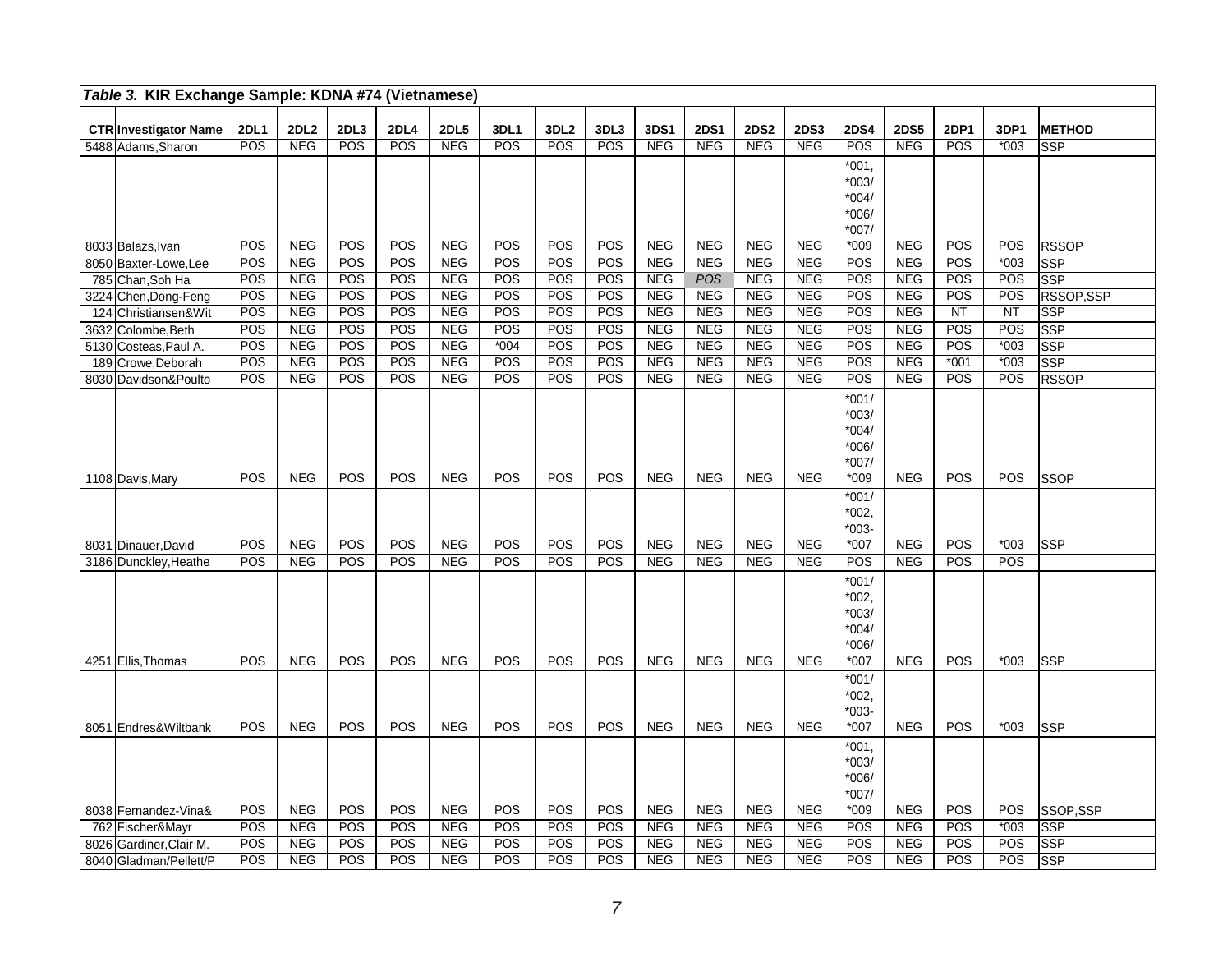| *Table 3.* **KIR Exchange Sample: KDNA #74 (Vietnamese)** | | | | | | | | | | | | | | | | | | | |
|---|---|---|---|---|---|---|---|---|---|---|---|---|---|---|---|---|---|---|---|
| **CTR** | **Investigator Name** | **2DL1** | **2DL2** | **2DL3** | **2DL4** | **2DL5** | **3DL1** | **3DL2** | **3DL3** | **3DS1** | **2DS1** | **2DS2** | **2DS3** | **2DS4** | **2DS5** | **2DP1** | **3DP1** | **METHOD** |
| 5488 | Adams,Sharon | POS | NEG | POS | POS | NEG | POS | POS | POS | NEG | NEG | NEG | NEG | POS | NEG | POS | *003 | SSP |
| 8033 | Balazs,Ivan | POS | NEG | POS | POS | NEG | POS | POS | POS | NEG | NEG | NEG | NEG | *001, *003/ *004/ *006/ *007/ *009 | NEG | POS | POS | RSSOP |
| 8050 | Baxter-Lowe,Lee | POS | NEG | POS | POS | NEG | POS | POS | POS | NEG | NEG | NEG | NEG | POS | NEG | POS | *003 | SSP |
| 785 | Chan,Soh Ha | POS | NEG | POS | POS | NEG | POS | POS | POS | NEG | *POS* | NEG | NEG | POS | NEG | POS | POS | SSP |
| 3224 | Chen,Dong-Feng | POS | NEG | POS | POS | NEG | POS | POS | POS | NEG | NEG | NEG | NEG | POS | NEG | POS | POS | RSSOP,SSP |
| 124 | Christiansen&Wit | POS | NEG | POS | POS | NEG | POS | POS | POS | NEG | NEG | NEG | NEG | POS | NEG | NT | NT | SSP |
| 3632 | Colombe,Beth | POS | NEG | POS | POS | NEG | POS | POS | POS | NEG | NEG | NEG | NEG | POS | NEG | POS | POS | SSP |
| 5130 | Costeas,Paul A. | POS | NEG | POS | POS | NEG | *004 | POS | POS | NEG | NEG | NEG | NEG | POS | NEG | POS | *003 | SSP |
| 189 | Crowe,Deborah | POS | NEG | POS | POS | NEG | POS | POS | POS | NEG | NEG | NEG | NEG | POS | NEG | *001 | *003 | SSP |
| 8030 | Davidson&Poulto | POS | NEG | POS | POS | NEG | POS | POS | POS | NEG | NEG | NEG | NEG | POS | NEG | POS | POS | RSSOP |
| 1108 | Davis,Mary | POS | NEG | POS | POS | NEG | POS | POS | POS | NEG | NEG | NEG | NEG | *001/ *003/ *004/ *006/ *007/ *009 | NEG | POS | POS | SSOP |
| 8031 | Dinauer,David | POS | NEG | POS | POS | NEG | POS | POS | POS | NEG | NEG | NEG | NEG | *001/ *002, *003- *007 | NEG | POS | *003 | SSP |
| 3186 | Dunckley,Heathe | POS | NEG | POS | POS | NEG | POS | POS | POS | NEG | NEG | NEG | NEG | POS | NEG | POS | POS | |
| 4251 | Ellis,Thomas | POS | NEG | POS | POS | NEG | POS | POS | POS | NEG | NEG | NEG | NEG | *001/ *002, *003/ *004/ *006/ *007 | NEG | POS | *003 | SSP |
| 8051 | Endres&Wiltbank | POS | NEG | POS | POS | NEG | POS | POS | POS | NEG | NEG | NEG | NEG | *001/ *002, *003- *007 | NEG | POS | *003 | SSP |
| 8038 | Fernandez-Vina& | POS | NEG | POS | POS | NEG | POS | POS | POS | NEG | NEG | NEG | NEG | *001, *003/ *006/ *007/ *009 | NEG | POS | POS | SSOP,SSP |
| 762 | Fischer&Mayr | POS | NEG | POS | POS | NEG | POS | POS | POS | NEG | NEG | NEG | NEG | POS | NEG | POS | *003 | SSP |
| 8026 | Gardiner,Clair M. | POS | NEG | POS | POS | NEG | POS | POS | POS | NEG | NEG | NEG | NEG | POS | NEG | POS | POS | SSP |
| 8040 | Gladman/Pellett/P | POS | NEG | POS | POS | NEG | POS | POS | POS | NEG | NEG | NEG | NEG | POS | NEG | POS | POS | SSP |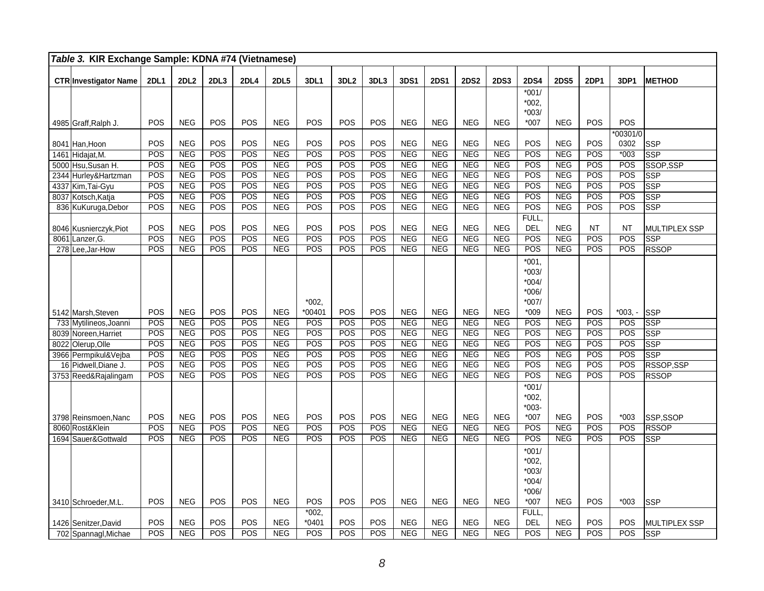**Table 3. KIR Exchange Sample: KDNA #74 (Vietnamese)**

| CTR | Investigator Name | 2DL1 | 2DL2 | 2DL3 | 2DL4 | 2DL5 | 3DL1 | 3DL2 | 3DL3 | 3DS1 | 2DS1 | 2DS2 | 2DS3 | 2DS4 | 2DS5 | 2DP1 | 3DP1 | METHOD |
|---|---|---|---|---|---|---|---|---|---|---|---|---|---|---|---|---|---|---|
| 4985 | Graff,Ralph J. | POS | NEG | POS | POS | NEG | POS | POS | POS | NEG | NEG | NEG | NEG | *001/ *002, *003/ *007 | NEG | POS | POS | |
| 8041 | Han,Hoon | POS | NEG | POS | POS | NEG | POS | POS | POS | NEG | NEG | NEG | NEG | POS | NEG | POS | *00301/0 0302 | SSP |
| 1461 | Hidajat,M. | POS | NEG | POS | POS | NEG | POS | POS | POS | NEG | NEG | NEG | NEG | POS | NEG | POS | *003 | SSP |
| 5000 | Hsu,Susan H. | POS | NEG | POS | POS | NEG | POS | POS | POS | NEG | NEG | NEG | NEG | POS | NEG | POS | POS | SSOP,SSP |
| 2344 | Hurley&Hartzman | POS | NEG | POS | POS | NEG | POS | POS | POS | NEG | NEG | NEG | NEG | POS | NEG | POS | POS | SSP |
| 4337 | Kim,Tai-Gyu | POS | NEG | POS | POS | NEG | POS | POS | POS | NEG | NEG | NEG | NEG | POS | NEG | POS | POS | SSP |
| 8037 | Kotsch,Katja | POS | NEG | POS | POS | NEG | POS | POS | POS | NEG | NEG | NEG | NEG | POS | NEG | POS | POS | SSP |
| 836 | KuKuruga,Debor | POS | NEG | POS | POS | NEG | POS | POS | POS | NEG | NEG | NEG | NEG | POS | NEG | POS | POS | SSP |
| 8046 | Kusnierczyk,Piot | POS | NEG | POS | POS | NEG | POS | POS | POS | NEG | NEG | NEG | NEG | FULL, DEL | NEG | NT | NT | MULTIPLEX SSP |
| 8061 | Lanzer,G. | POS | NEG | POS | POS | NEG | POS | POS | POS | NEG | NEG | NEG | NEG | POS | NEG | POS | POS | SSP |
| 278 | Lee,Jar-How | POS | NEG | POS | POS | NEG | POS | POS | POS | NEG | NEG | NEG | NEG | POS | NEG | POS | POS | RSSOP |
| 5142 | Marsh,Steven | POS | NEG | POS | POS | NEG | *002, *00401 | POS | POS | NEG | NEG | NEG | NEG | *001, *003/ *004/ *006/ *007/ *009 | NEG | POS | *003, - | SSP |
| 733 | Mytilineos,Joanni | POS | NEG | POS | POS | NEG | POS | POS | POS | NEG | NEG | NEG | NEG | POS | NEG | POS | POS | SSP |
| 8039 | Noreen,Harriet | POS | NEG | POS | POS | NEG | POS | POS | POS | NEG | NEG | NEG | NEG | POS | NEG | POS | POS | SSP |
| 8022 | Olerup,Olle | POS | NEG | POS | POS | NEG | POS | POS | POS | NEG | NEG | NEG | NEG | POS | NEG | POS | POS | SSP |
| 3966 | Permpikul&Vejba | POS | NEG | POS | POS | NEG | POS | POS | POS | NEG | NEG | NEG | NEG | POS | NEG | POS | POS | SSP |
| 16 | Pidwell,Diane J. | POS | NEG | POS | POS | NEG | POS | POS | POS | NEG | NEG | NEG | NEG | POS | NEG | POS | POS | RSSOP,SSP |
| 3753 | Reed&Rajalingam | POS | NEG | POS | POS | NEG | POS | POS | POS | NEG | NEG | NEG | NEG | POS | NEG | POS | POS | RSSOP |
| 3798 | Reinsmoen,Nanc | POS | NEG | POS | POS | NEG | POS | POS | POS | NEG | NEG | NEG | NEG | *001/ *002, *003- *007 | NEG | POS | *003 | SSP,SSOP |
| 8060 | Rost&Klein | POS | NEG | POS | POS | NEG | POS | POS | POS | NEG | NEG | NEG | NEG | POS | NEG | POS | POS | RSSOP |
| 1694 | Sauer&Gottwald | POS | NEG | POS | POS | NEG | POS | POS | POS | NEG | NEG | NEG | NEG | POS | NEG | POS | POS | SSP |
| 3410 | Schroeder,M.L. | POS | NEG | POS | POS | NEG | POS | POS | POS | NEG | NEG | NEG | NEG | *001/ *002, *003/ *004/ *006/ *007 | NEG | POS | *003 | SSP |
| 1426 | Senitzer,David | POS | NEG | POS | POS | NEG | *002, *0401 | POS | POS | NEG | NEG | NEG | NEG | FULL, DEL | NEG | POS | POS | MULTIPLEX SSP |
| 702 | Spannagl,Michae | POS | NEG | POS | POS | NEG | POS | POS | POS | NEG | NEG | NEG | NEG | POS | NEG | POS | POS | SSP |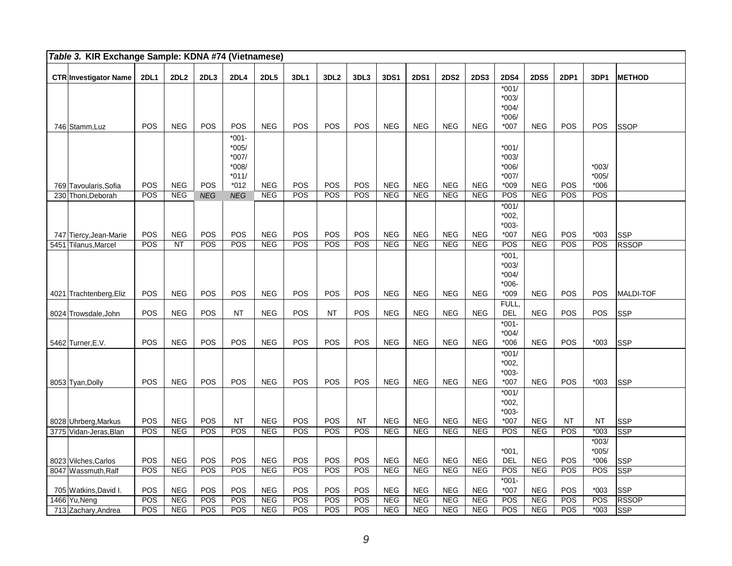| *Table 3.* **KIR Exchange Sample: KDNA #74 (Vietnamese)** | | | | | | | | | | | | | | | | | | |
|---|---|---|---|---|---|---|---|---|---|---|---|---|---|---|---|---|---|---|
| **CTR** | **Investigator Name** | **2DL1** | **2DL2** | **2DL3** | **2DL4** | **2DL5** | **3DL1** | **3DL2** | **3DL3** | **3DS1** | **2DS1** | **2DS2** | **2DS3** | **2DS4** | **2DS5** | **2DP1** | **3DP1** | **METHOD** |
| 746 | Stamm,Luz | POS | NEG | POS | POS | NEG | POS | POS | POS | NEG | NEG | NEG | NEG | *001/ *003/ *004/ *006/ *007 | NEG | POS | POS | SSOP |
| 769 | Tavoularis,Sofia | POS | NEG | POS | *001- *005/ *007/ *008/ *011/ *012 | NEG | POS | POS | POS | NEG | NEG | NEG | NEG | *001/ *003/ *006/ *007/ *009 | NEG | POS | *003/ *005/ *006 | |
| 230 | Thoni,Deborah | POS | NEG | *NEG* | *NEG* | NEG | POS | POS | POS | NEG | NEG | NEG | NEG | POS | NEG | POS | POS | |
| 747 | Tiercy,Jean-Marie | POS | NEG | POS | POS | NEG | POS | POS | POS | NEG | NEG | NEG | NEG | *001/ *002, *003- *007 | NEG | POS | *003 | SSP |
| 5451 | Tilanus,Marcel | POS | NT | POS | POS | NEG | POS | POS | POS | NEG | NEG | NEG | NEG | POS | NEG | POS | POS | RSSOP |
| 4021 | Trachtenberg,Eliz | POS | NEG | POS | POS | NEG | POS | POS | POS | NEG | NEG | NEG | NEG | *001, *003/ *004/ *006- *009 | NEG | POS | POS | MALDI-TOF |
| 8024 | Trowsdale,John | POS | NEG | POS | NT | NEG | POS | NT | POS | NEG | NEG | NEG | NEG | FULL, DEL | NEG | POS | POS | SSP |
| 5462 | Turner,E.V. | POS | NEG | POS | POS | NEG | POS | POS | POS | NEG | NEG | NEG | NEG | *001- *004/ *006 | NEG | POS | *003 | SSP |
| 8053 | Tyan,Dolly | POS | NEG | POS | POS | NEG | POS | POS | POS | NEG | NEG | NEG | NEG | *001/ *002, *003- *007 | NEG | POS | *003 | SSP |
| 8028 | Uhrberg,Markus | POS | NEG | POS | NT | NEG | POS | POS | NT | NEG | NEG | NEG | NEG | *001/ *002, *003- *007 | NEG | NT | NT | SSP |
| 3775 | Vidan-Jeras,Blan | POS | NEG | POS | POS | NEG | POS | POS | POS | NEG | NEG | NEG | NEG | POS | NEG | POS | *003 | SSP |
| 8023 | Vilches,Carlos | POS | NEG | POS | POS | NEG | POS | POS | POS | NEG | NEG | NEG | NEG | *001, DEL | NEG | POS | *003/ *005/ *006 | SSP |
| 8047 | Wassmuth,Ralf | POS | NEG | POS | POS | NEG | POS | POS | POS | NEG | NEG | NEG | NEG | POS | NEG | POS | POS | SSP |
| 705 | Watkins,David I. | POS | NEG | POS | POS | NEG | POS | POS | POS | NEG | NEG | NEG | NEG | *001- *007 | NEG | POS | *003 | SSP |
| 1466 | Yu,Neng | POS | NEG | POS | POS | NEG | POS | POS | POS | NEG | NEG | NEG | NEG | POS | NEG | POS | POS | RSSOP |
| 713 | Zachary,Andrea | POS | NEG | POS | POS | NEG | POS | POS | POS | NEG | NEG | NEG | NEG | POS | NEG | POS | *003 | SSP |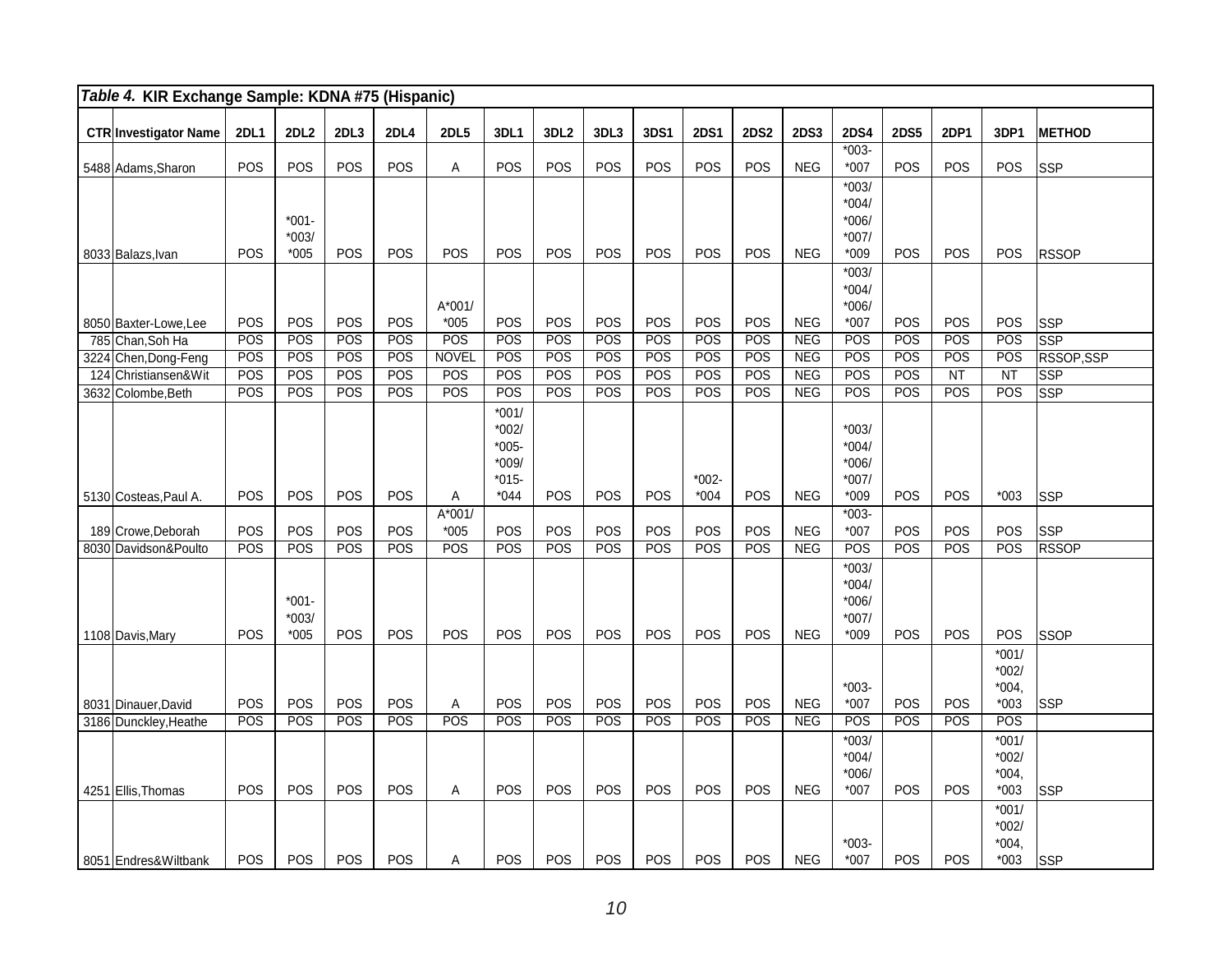**Table 4. KIR Exchange Sample: KDNA #75 (Hispanic)**

| CTR | Investigator Name | 2DL1 | 2DL2 | 2DL3 | 2DL4 | 2DL5 | 3DL1 | 3DL2 | 3DL3 | 3DS1 | 2DS1 | 2DS2 | 2DS3 | 2DS4 | 2DS5 | 2DP1 | 3DP1 | METHOD |
|---|---|---|---|---|---|---|---|---|---|---|---|---|---|---|---|---|---|---|
| 5488 | Adams,Sharon | POS | POS | POS | POS | A | POS | POS | POS | POS | POS | POS | NEG | *003-*007 | POS | POS | POS | SSP |
| 8033 | Balazs,Ivan | POS | *001-*003/*005 | POS | POS | POS | POS | POS | POS | POS | POS | POS | NEG | *003/*004/*006/*007/*009 | POS | POS | POS | RSSOP |
| 8050 | Baxter-Lowe,Lee | POS | POS | POS | POS | A*001/*005 | POS | POS | POS | POS | POS | POS | NEG | *003/*004/*006/*007 | POS | POS | POS | SSP |
| 785 | Chan,Soh Ha | POS | POS | POS | POS | POS | POS | POS | POS | POS | POS | POS | NEG | POS | POS | POS | POS | SSP |
| 3224 | Chen,Dong-Feng | POS | POS | POS | POS | NOVEL | POS | POS | POS | POS | POS | POS | NEG | POS | POS | POS | POS | RSSOP,SSP |
| 124 | Christiansen&Wit | POS | POS | POS | POS | POS | POS | POS | POS | POS | POS | POS | NEG | POS | POS | NT | NT | SSP |
| 3632 | Colombe,Beth | POS | POS | POS | POS | POS | POS | POS | POS | POS | POS | POS | NEG | POS | POS | POS | POS | SSP |
| 5130 | Costeas,Paul A. | POS | POS | POS | POS | A | *001/*002/*005-*009/*015-*044 | POS | POS | POS | *002-*004 | POS | NEG | *003/*004/*006/*007/*009 | POS | POS | *003 | SSP |
| 189 | Crowe,Deborah | POS | POS | POS | POS | A*001/*005 | POS | POS | POS | POS | POS | POS | NEG | *003-*007 | POS | POS | POS | SSP |
| 8030 | Davidson&Poulto | POS | POS | POS | POS | POS | POS | POS | POS | POS | POS | POS | NEG | POS | POS | POS | POS | RSSOP |
| 1108 | Davis,Mary | POS | *001-*003/*005 | POS | POS | POS | POS | POS | POS | POS | POS | POS | NEG | *003/*004/*006/*007/*009 | POS | POS | POS | SSOP |
| 8031 | Dinauer,David | POS | POS | POS | POS | A | POS | POS | POS | POS | POS | POS | NEG | *003-*007 | POS | POS | *001/*002/*004,*003 | SSP |
| 3186 | Dunckley,Heathe | POS | POS | POS | POS | POS | POS | POS | POS | POS | POS | POS | NEG | POS | POS | POS | POS | |
| 4251 | Ellis,Thomas | POS | POS | POS | POS | A | POS | POS | POS | POS | POS | POS | NEG | *003/*004/*006/*007 | POS | POS | *001/*002/*004,*003 | SSP |
| 8051 | Endres&Wiltbank | POS | POS | POS | POS | A | POS | POS | POS | POS | POS | POS | NEG | *003-*007 | POS | POS | *001/*002/*004,*003 | SSP |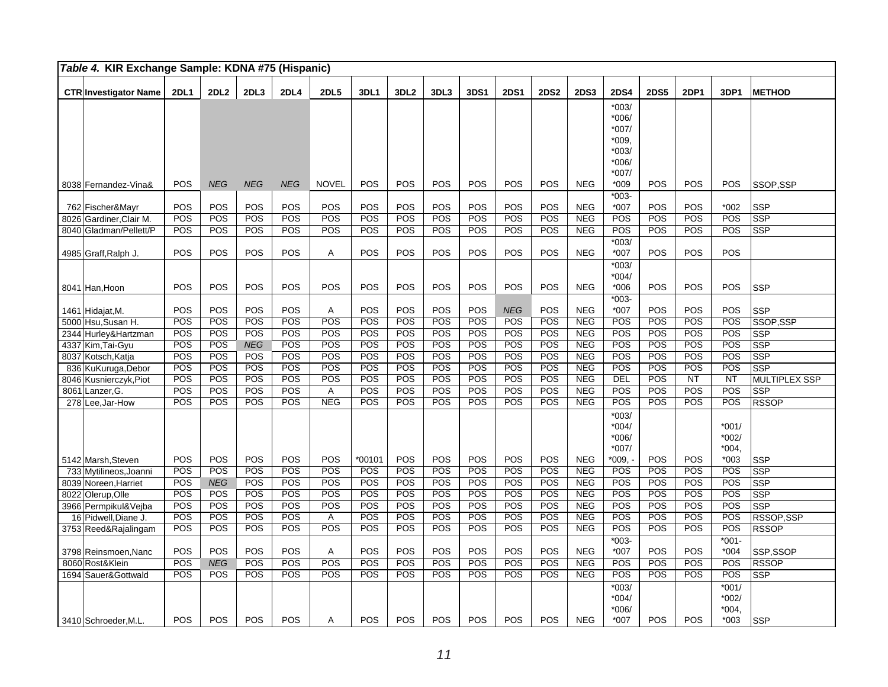| *Table 4.* **KIR Exchange Sample: KDNA #75 (Hispanic)** | | | | | | | | | | | | | | | | | | |
|---|---|---|---|---|---|---|---|---|---|---|---|---|---|---|---|---|---|---|
| **CTR** | **Investigator Name** | **2DL1** | **2DL2** | **2DL3** | **2DL4** | **2DL5** | **3DL1** | **3DL2** | **3DL3** | **3DS1** | **2DS1** | **2DS2** | **2DS3** | **2DS4** | **2DS5** | **2DP1** | **3DP1** | **METHOD** |
| 8038 | Fernandez-Vina& | POS | *NEG* | *NEG* | *NEG* | NOVEL | POS | POS | POS | POS | POS | POS | NEG | *003/ *006/ *007/ *009, *003/ *006/ *007/ *009 | POS | POS | POS | SSOP,SSP |
| 762 | Fischer&Mayr | POS | POS | POS | POS | POS | POS | POS | POS | POS | POS | POS | NEG | *003- *007 | POS | POS | *002 | SSP |
| 8026 | Gardiner,Clair M. | POS | POS | POS | POS | POS | POS | POS | POS | POS | POS | POS | NEG | POS | POS | POS | POS | SSP |
| 8040 | Gladman/Pellett/P | POS | POS | POS | POS | POS | POS | POS | POS | POS | POS | POS | NEG | POS | POS | POS | POS | SSP |
| 4985 | Graff,Ralph J. | POS | POS | POS | POS | A | POS | POS | POS | POS | POS | POS | NEG | *003/ *007 | POS | POS | POS | |
| 8041 | Han,Hoon | POS | POS | POS | POS | POS | POS | POS | POS | POS | POS | POS | NEG | *003/ *004/ *006 | POS | POS | POS | SSP |
| 1461 | Hidajat,M. | POS | POS | POS | POS | A | POS | POS | POS | POS | *NEG* | POS | NEG | *003- *007 | POS | POS | POS | SSP |
| 5000 | Hsu,Susan H. | POS | POS | POS | POS | POS | POS | POS | POS | POS | POS | POS | NEG | POS | POS | POS | POS | SSOP,SSP |
| 2344 | Hurley&Hartzman | POS | POS | POS | POS | POS | POS | POS | POS | POS | POS | POS | NEG | POS | POS | POS | POS | SSP |
| 4337 | Kim,Tai-Gyu | POS | POS | *NEG* | POS | POS | POS | POS | POS | POS | POS | POS | NEG | POS | POS | POS | POS | SSP |
| 8037 | Kotsch,Katja | POS | POS | POS | POS | POS | POS | POS | POS | POS | POS | POS | NEG | POS | POS | POS | POS | SSP |
| 836 | KuKuruga,Debor | POS | POS | POS | POS | POS | POS | POS | POS | POS | POS | POS | NEG | POS | POS | POS | POS | SSP |
| 8046 | Kusnierczyk,Piot | POS | POS | POS | POS | POS | POS | POS | POS | POS | POS | POS | NEG | DEL | POS | NT | NT | MULTIPLEX SSP |
| 8061 | Lanzer,G. | POS | POS | POS | POS | A | POS | POS | POS | POS | POS | POS | NEG | POS | POS | POS | POS | SSP |
| 278 | Lee,Jar-How | POS | POS | POS | POS | NEG | POS | POS | POS | POS | POS | POS | NEG | POS | POS | POS | POS | RSSOP |
| 5142 | Marsh,Steven | POS | POS | POS | POS | POS | *00101 | POS | POS | POS | POS | POS | NEG | *003/ *004/ *006/ *007/ *009, - | POS | POS | *001/ *002/ *004, *003 | SSP |
| 733 | Mytilineos,Joanni | POS | POS | POS | POS | POS | POS | POS | POS | POS | POS | POS | NEG | POS | POS | POS | POS | SSP |
| 8039 | Noreen,Harriet | POS | *NEG* | POS | POS | POS | POS | POS | POS | POS | POS | POS | NEG | POS | POS | POS | POS | SSP |
| 8022 | Olerup,Olle | POS | POS | POS | POS | POS | POS | POS | POS | POS | POS | POS | NEG | POS | POS | POS | POS | SSP |
| 3966 | Permpikul&Vejba | POS | POS | POS | POS | POS | POS | POS | POS | POS | POS | POS | NEG | POS | POS | POS | POS | SSP |
| 16 | Pidwell,Diane J. | POS | POS | POS | POS | A | POS | POS | POS | POS | POS | POS | NEG | POS | POS | POS | POS | RSSOP,SSP |
| 3753 | Reed&Rajalingam | POS | POS | POS | POS | POS | POS | POS | POS | POS | POS | POS | NEG | POS | POS | POS | POS | RSSOP |
| 3798 | Reinsmoen,Nanc | POS | POS | POS | POS | A | POS | POS | POS | POS | POS | POS | NEG | *003- *007 | POS | POS | *001- *004 | SSP,SSOP |
| 8060 | Rost&Klein | POS | *NEG* | POS | POS | POS | POS | POS | POS | POS | POS | POS | NEG | POS | POS | POS | POS | RSSOP |
| 1694 | Sauer&Gottwald | POS | POS | POS | POS | POS | POS | POS | POS | POS | POS | POS | NEG | POS | POS | POS | POS | SSP |
| 3410 | Schroeder,M.L. | POS | POS | POS | POS | A | POS | POS | POS | POS | POS | POS | NEG | *003/ *004/ *006/ *007 | POS | POS | *001/ *002/ *004, *003 | SSP |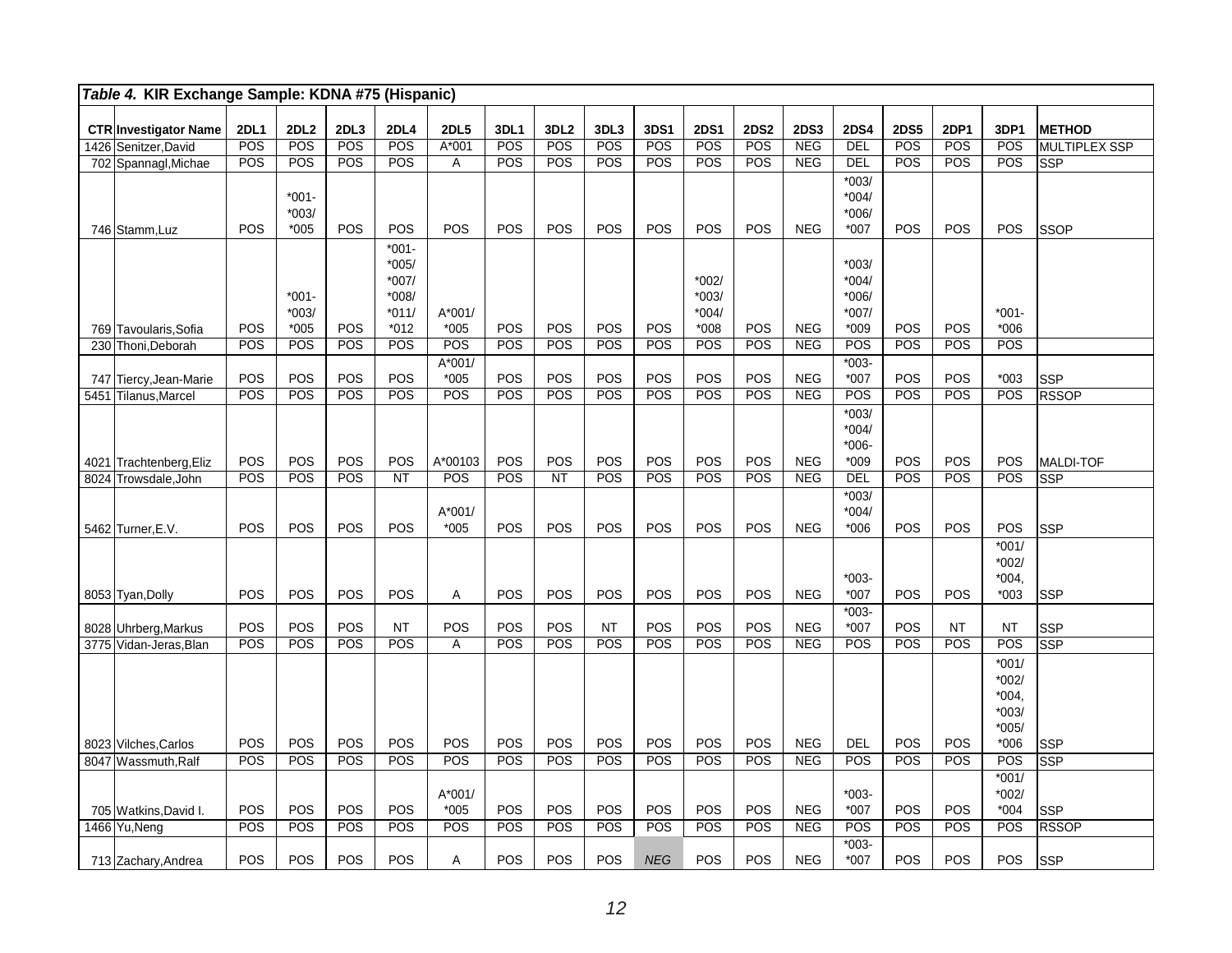**Table 4. KIR Exchange Sample: KDNA #75 (Hispanic)**

| CTR | Investigator Name | 2DL1 | 2DL2 | 2DL3 | 2DL4 | 2DL5 | 3DL1 | 3DL2 | 3DL3 | 3DS1 | 2DS1 | 2DS2 | 2DS3 | 2DS4 | 2DS5 | 2DP1 | 3DP1 | METHOD |
|---|---|---|---|---|---|---|---|---|---|---|---|---|---|---|---|---|---|---|
| 1426 | Senitzer,David | POS | POS | POS | POS | A*001 | POS | POS | POS | POS | POS | POS | NEG | DEL | POS | POS | POS | MULTIPLEX SSP |
| 702 | Spannagl,Michae | POS | POS | POS | POS | A | POS | POS | POS | POS | POS | POS | NEG | DEL | POS | POS | POS | SSP |
| 746 | Stamm,Luz | POS | *001-*003/*005 | POS | POS | POS | POS | POS | POS | POS | POS | POS | NEG | *003/*004/*006/*007 | POS | POS | POS | SSOP |
| 769 | Tavoularis,Sofia | POS | *001-*003/*005 | POS | *001-*005/*007/*008/*011/*012 | A*001/*005 | POS | POS | POS | POS | *002/*003/*004/*008 | POS | NEG | *003/*004/*006/*007/*009 | POS | POS | *001-*006 | |
| 230 | Thoni,Deborah | POS | POS | POS | POS | POS | POS | POS | POS | POS | POS | POS | NEG | POS | POS | POS | POS | |
| 747 | Tiercy,Jean-Marie | POS | POS | POS | POS | A*001/*005 | POS | POS | POS | POS | POS | POS | NEG | *003-*007 | POS | POS | *003 | SSP |
| 5451 | Tilanus,Marcel | POS | POS | POS | POS | POS | POS | POS | POS | POS | POS | POS | NEG | POS | POS | POS | POS | RSSOP |
| 4021 | Trachtenberg,Eliz | POS | POS | POS | POS | A*00103 | POS | POS | POS | POS | POS | POS | NEG | *003/*004/*006-*009 | POS | POS | POS | MALDI-TOF |
| 8024 | Trowsdale,John | POS | POS | POS | NT | POS | POS | NT | POS | POS | POS | POS | NEG | DEL | POS | POS | POS | SSP |
| 5462 | Turner,E.V. | POS | POS | POS | POS | A*001/*005 | POS | POS | POS | POS | POS | POS | NEG | *003/*004/*006 | POS | POS | POS | SSP |
| 8053 | Tyan,Dolly | POS | POS | POS | POS | A | POS | POS | POS | POS | POS | POS | NEG | *003-*007 | POS | POS | *001/*002/*004,*003 | SSP |
| 8028 | Uhrberg,Markus | POS | POS | POS | NT | POS | POS | POS | NT | POS | POS | POS | NEG | *003-*007 | POS | NT | NT | SSP |
| 3775 | Vidan-Jeras,Blan | POS | POS | POS | POS | A | POS | POS | POS | POS | POS | POS | NEG | POS | POS | POS | POS | SSP |
| 8023 | Vilches,Carlos | POS | POS | POS | POS | POS | POS | POS | POS | POS | POS | POS | NEG | DEL | POS | POS | *001/*002/*004,*003/*005/*006 | SSP |
| 8047 | Wassmuth,Ralf | POS | POS | POS | POS | POS | POS | POS | POS | POS | POS | POS | NEG | POS | POS | POS | POS | SSP |
| 705 | Watkins,David I. | POS | POS | POS | POS | A*001/*005 | POS | POS | POS | POS | POS | POS | NEG | *003-*007 | POS | POS | *001/*002/*004 | SSP |
| 1466 | Yu,Neng | POS | POS | POS | POS | POS | POS | POS | POS | POS | POS | POS | NEG | POS | POS | POS | POS | RSSOP |
| 713 | Zachary,Andrea | POS | POS | POS | POS | A | POS | POS | POS | *NEG* | POS | POS | NEG | *003-*007 | POS | POS | POS | SSP |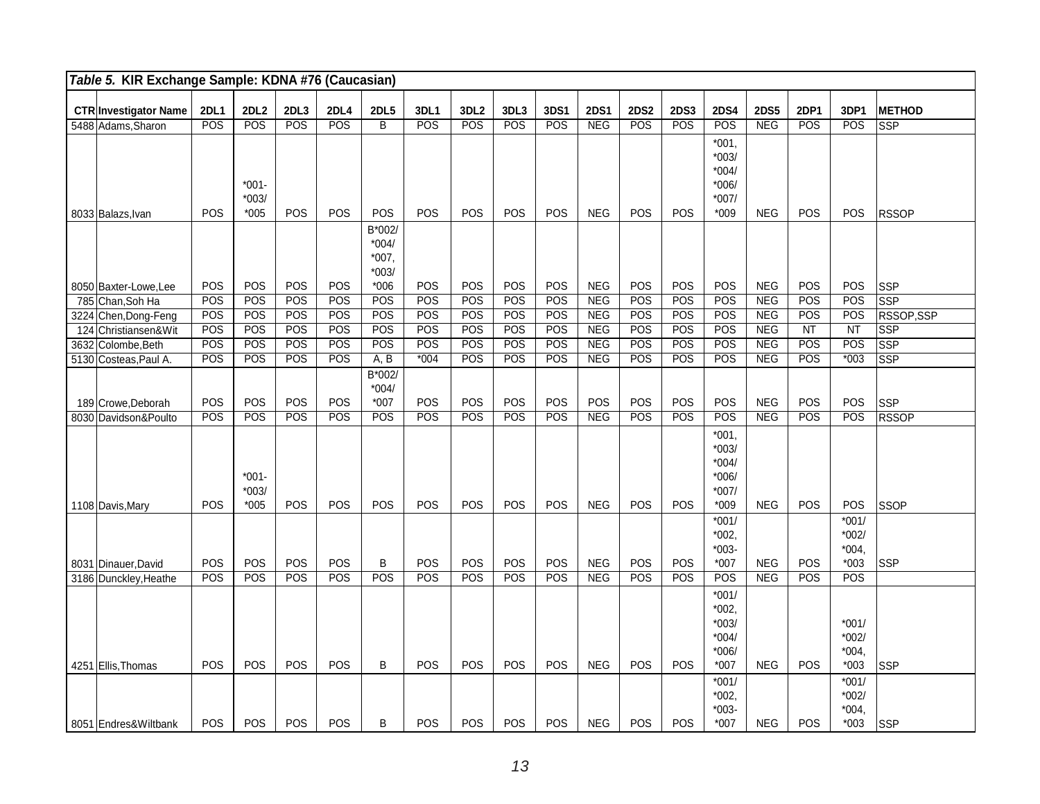*Table 5.* **KIR Exchange Sample: KDNA #76 (Caucasian)**

| CTR | Investigator Name | 2DL1 | 2DL2 | 2DL3 | 2DL4 | 2DL5 | 3DL1 | 3DL2 | 3DL3 | 3DS1 | 2DS1 | 2DS2 | 2DS3 | 2DS4 | 2DS5 | 2DP1 | 3DP1 | METHOD |
|---|---|---|---|---|---|---|---|---|---|---|---|---|---|---|---|---|---|---|
| 5488 | Adams,Sharon | POS | POS | POS | POS | B | POS | POS | POS | POS | NEG | POS | POS | POS | NEG | POS | POS | SSP |
| 8033 | Balazs,Ivan | POS | *001-*003/*005 | POS | POS | POS | POS | POS | POS | POS | NEG | POS | POS | *001,*003/*004/*006/*007/*009 | NEG | POS | POS | RSSOP |
| 8050 | Baxter-Lowe,Lee | POS | POS | POS | POS | B*002/*004/*007,*003/*006 | POS | POS | POS | POS | NEG | POS | POS | POS | NEG | POS | POS | SSP |
| 785 | Chan,Soh Ha | POS | POS | POS | POS | POS | POS | POS | POS | POS | NEG | POS | POS | POS | NEG | POS | POS | SSP |
| 3224 | Chen,Dong-Feng | POS | POS | POS | POS | POS | POS | POS | POS | POS | NEG | POS | POS | POS | NEG | POS | POS | RSSOP,SSP |
| 124 | Christiansen&Wit | POS | POS | POS | POS | POS | POS | POS | POS | POS | NEG | POS | POS | POS | NEG | NT | NT | SSP |
| 3632 | Colombe,Beth | POS | POS | POS | POS | POS | POS | POS | POS | POS | NEG | POS | POS | POS | NEG | POS | POS | SSP |
| 5130 | Costeas,Paul A. | POS | POS | POS | POS | A, B | *004 | POS | POS | POS | NEG | POS | POS | POS | NEG | POS | *003 | SSP |
| 189 | Crowe,Deborah | POS | POS | POS | POS | B*002/*004/*007 | POS | POS | POS | POS | POS | POS | POS | POS | NEG | POS | POS | SSP |
| 8030 | Davidson&Poulto | POS | POS | POS | POS | POS | POS | POS | POS | POS | NEG | POS | POS | POS | NEG | POS | POS | RSSOP |
| 1108 | Davis,Mary | POS | *001-*003/*005 | POS | POS | POS | POS | POS | POS | POS | NEG | POS | POS | *001,*003/*004/*006/*007/*009 | NEG | POS | POS | SSOP |
| 8031 | Dinauer,David | POS | POS | POS | POS | B | POS | POS | POS | POS | NEG | POS | POS | *001/*002,*003-*007 | NEG | POS | *001/*002/*004,*003 | SSP |
| 3186 | Dunckley,Heathe | POS | POS | POS | POS | POS | POS | POS | POS | POS | NEG | POS | POS | POS | NEG | POS | POS | |
| 4251 | Ellis,Thomas | POS | POS | POS | POS | B | POS | POS | POS | POS | NEG | POS | POS | *001/*002,*003/*004/*006/*007 | NEG | POS | *001/*002/*004,*003 | SSP |
| 8051 | Endres&Wiltbank | POS | POS | POS | POS | B | POS | POS | POS | POS | NEG | POS | POS | *001/*002,*003-*007 | NEG | POS | *001/*002/*004,*003 | SSP |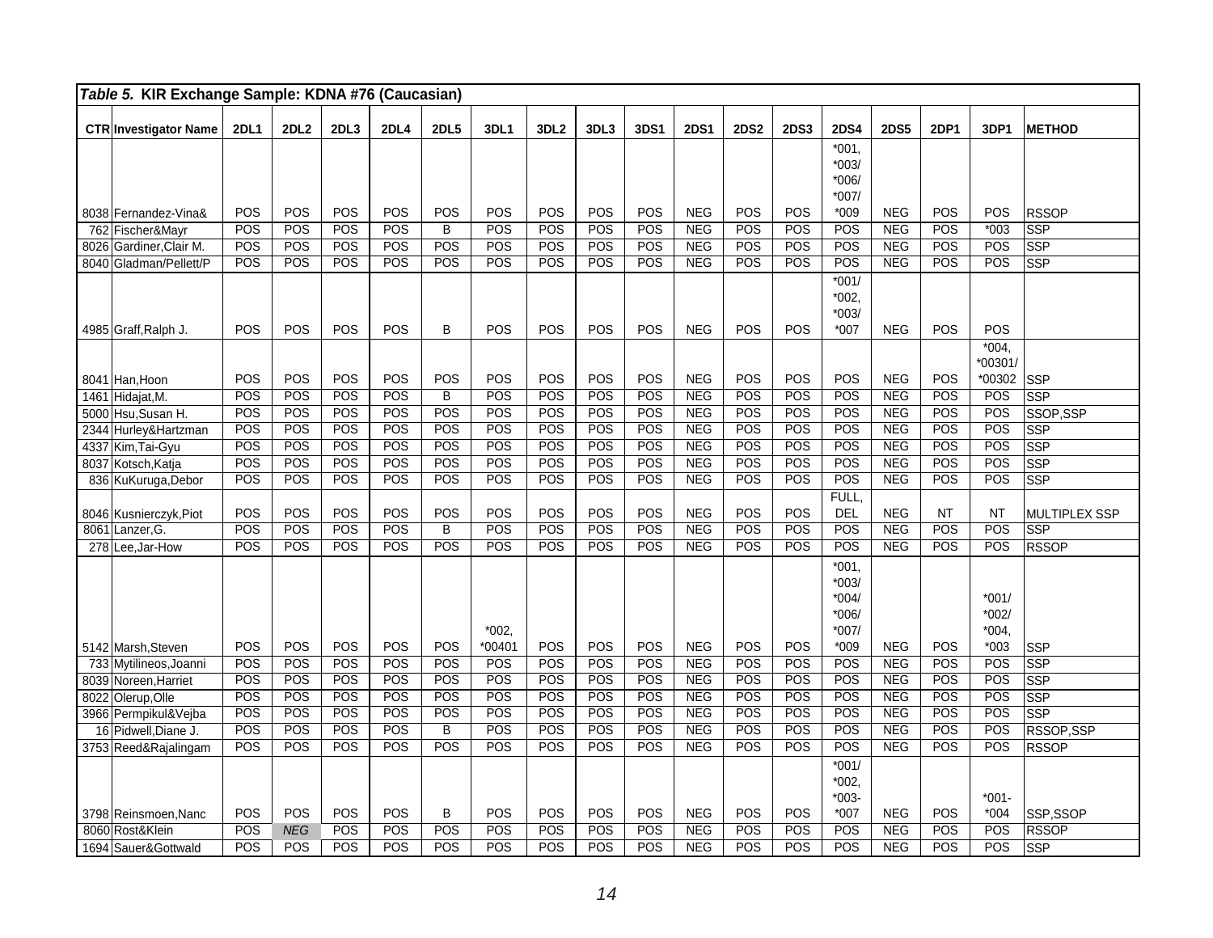***Table 5.* KIR Exchange Sample: KDNA #76 (Caucasian)**

| CTR | Investigator Name | 2DL1 | 2DL2 | 2DL3 | 2DL4 | 2DL5 | 3DL1 | 3DL2 | 3DL3 | 3DS1 | 2DS1 | 2DS2 | 2DS3 | 2DS4 | 2DS5 | 2DP1 | 3DP1 | METHOD |
|---|---|---|---|---|---|---|---|---|---|---|---|---|---|---|---|---|---|---|
| 8038 | Fernandez-Vina& | POS | POS | POS | POS | POS | POS | POS | POS | POS | NEG | POS | POS | *001, *003/ *006/ *007/ *009 | NEG | POS | POS | RSSOP |
| 762 | Fischer&Mayr | POS | POS | POS | POS | B | POS | POS | POS | POS | NEG | POS | POS | POS | NEG | POS | *003 | SSP |
| 8026 | Gardiner,Clair M. | POS | POS | POS | POS | POS | POS | POS | POS | POS | NEG | POS | POS | POS | NEG | POS | POS | SSP |
| 8040 | Gladman/Pellett/P | POS | POS | POS | POS | POS | POS | POS | POS | POS | NEG | POS | POS | POS | NEG | POS | POS | SSP |
| 4985 | Graff,Ralph J. | POS | POS | POS | POS | B | POS | POS | POS | POS | NEG | POS | POS | *001/ *002, *003/ *007 | NEG | POS | POS | |
| 8041 | Han,Hoon | POS | POS | POS | POS | POS | POS | POS | POS | POS | NEG | POS | POS | POS | NEG | POS | *004, *00301/ *00302 | SSP |
| 1461 | Hidajat,M. | POS | POS | POS | POS | B | POS | POS | POS | POS | NEG | POS | POS | POS | NEG | POS | POS | SSP |
| 5000 | Hsu,Susan H. | POS | POS | POS | POS | POS | POS | POS | POS | POS | NEG | POS | POS | POS | NEG | POS | POS | SSOP,SSP |
| 2344 | Hurley&Hartzman | POS | POS | POS | POS | POS | POS | POS | POS | POS | NEG | POS | POS | POS | NEG | POS | POS | SSP |
| 4337 | Kim,Tai-Gyu | POS | POS | POS | POS | POS | POS | POS | POS | POS | NEG | POS | POS | POS | NEG | POS | POS | SSP |
| 8037 | Kotsch,Katja | POS | POS | POS | POS | POS | POS | POS | POS | POS | NEG | POS | POS | POS | NEG | POS | POS | SSP |
| 836 | KuKuruga,Debor | POS | POS | POS | POS | POS | POS | POS | POS | POS | NEG | POS | POS | POS | NEG | POS | POS | SSP |
| 8046 | Kusnierczyk,Piot | POS | POS | POS | POS | POS | POS | POS | POS | POS | NEG | POS | POS | FULL, DEL | NEG | NT | NT | MULTIPLEX SSP |
| 8061 | Lanzer,G. | POS | POS | POS | POS | B | POS | POS | POS | POS | NEG | POS | POS | POS | NEG | POS | POS | SSP |
| 278 | Lee,Jar-How | POS | POS | POS | POS | POS | POS | POS | POS | POS | NEG | POS | POS | POS | NEG | POS | POS | RSSOP |
| 5142 | Marsh,Steven | POS | POS | POS | POS | POS | *002, *00401 | POS | POS | POS | NEG | POS | POS | *001, *003/ *004/ *006/ *007/ *009 | NEG | POS | *001/ *002/ *004, *003 | SSP |
| 733 | Mytilineos,Joanni | POS | POS | POS | POS | POS | POS | POS | POS | POS | NEG | POS | POS | POS | NEG | POS | POS | SSP |
| 8039 | Noreen,Harriet | POS | POS | POS | POS | POS | POS | POS | POS | POS | NEG | POS | POS | POS | NEG | POS | POS | SSP |
| 8022 | Olerup,Olle | POS | POS | POS | POS | POS | POS | POS | POS | POS | NEG | POS | POS | POS | NEG | POS | POS | SSP |
| 3966 | Permpikul&Vejba | POS | POS | POS | POS | POS | POS | POS | POS | POS | NEG | POS | POS | POS | NEG | POS | POS | SSP |
| 16 | Pidwell,Diane J. | POS | POS | POS | POS | B | POS | POS | POS | POS | NEG | POS | POS | POS | NEG | POS | POS | RSSOP,SSP |
| 3753 | Reed&Rajalingam | POS | POS | POS | POS | POS | POS | POS | POS | POS | NEG | POS | POS | POS | NEG | POS | POS | RSSOP |
| 3798 | Reinsmoen,Nanc | POS | POS | POS | POS | B | POS | POS | POS | POS | NEG | POS | POS | *001/ *002, *003- *007 | NEG | POS | *001- *004 | SSP,SSOP |
| 8060 | Rost&Klein | POS | *NEG* | POS | POS | POS | POS | POS | POS | POS | NEG | POS | POS | POS | NEG | POS | POS | RSSOP |
| 1694 | Sauer&Gottwald | POS | POS | POS | POS | POS | POS | POS | POS | POS | NEG | POS | POS | POS | NEG | POS | POS | SSP |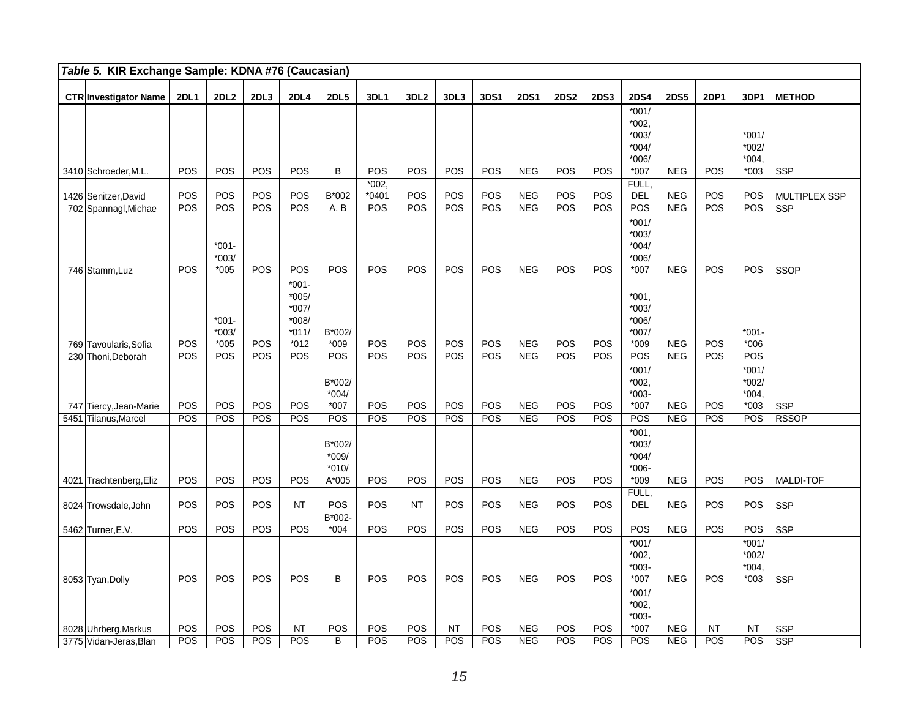*Table 5.* **KIR Exchange Sample: KDNA #76 (Caucasian)**

| CTR | Investigator Name | 2DL1 | 2DL2 | 2DL3 | 2DL4 | 2DL5 | 3DL1 | 3DL2 | 3DL3 | 3DS1 | 2DS1 | 2DS2 | 2DS3 | 2DS4 | 2DS5 | 2DP1 | 3DP1 | METHOD |
|---|---|---|---|---|---|---|---|---|---|---|---|---|---|---|---|---|---|---|
| 3410 | Schroeder,M.L. | POS | POS | POS | POS | B | POS | POS | POS | POS | NEG | POS | POS | *001/ *002, *003/ *004/ *006/ *007 | NEG | POS | *001/ *002/ *004, *003 | SSP |
| 1426 | Senitzer,David | POS | POS | POS | POS | B*002 | *002, *0401 | POS | POS | POS | NEG | POS | POS | FULL, DEL | NEG | POS | POS | MULTIPLEX SSP |
| 702 | Spannagl,Michae | POS | POS | POS | POS | A, B | POS | POS | POS | POS | NEG | POS | POS | POS | NEG | POS | POS | SSP |
| 746 | Stamm,Luz | POS | *001- *003/ *005 | POS | POS | POS | POS | POS | POS | POS | NEG | POS | POS | *001/ *003/ *004/ *006/ *007 | NEG | POS | POS | SSOP |
| 769 | Tavoularis,Sofia | POS | *001- *003/ *005 | POS | *001- *005/ *007/ *008/ *011/ *012 | B*002/ *009 | POS | POS | POS | POS | NEG | POS | POS | *001, *003/ *006/ *007/ *009 | NEG | POS | *001- *006 | |
| 230 | Thoni,Deborah | POS | POS | POS | POS | POS | POS | POS | POS | POS | NEG | POS | POS | POS | NEG | POS | POS | |
| 747 | Tiercy,Jean-Marie | POS | POS | POS | POS | B*002/ *004/ *007 | POS | POS | POS | POS | NEG | POS | POS | *001/ *002, *003- *007 | NEG | POS | *001/ *002/ *004, *003 | SSP |
| 5451 | Tilanus,Marcel | POS | POS | POS | POS | POS | POS | POS | POS | POS | NEG | POS | POS | POS | NEG | POS | POS | RSSOP |
| 4021 | Trachtenberg,Eliz | POS | POS | POS | POS | B*002/ *009/ *010/ A*005 | POS | POS | POS | POS | NEG | POS | POS | *001, *003/ *004/ *006- *009 | NEG | POS | POS | MALDI-TOF |
| 8024 | Trowsdale,John | POS | POS | POS | NT | POS | POS | NT | POS | POS | NEG | POS | POS | FULL, DEL | NEG | POS | POS | SSP |
| 5462 | Turner,E.V. | POS | POS | POS | POS | B*002- *004 | POS | POS | POS | POS | NEG | POS | POS | POS | NEG | POS | POS | SSP |
| 8053 | Tyan,Dolly | POS | POS | POS | POS | B | POS | POS | POS | POS | NEG | POS | POS | *001/ *002, *003- *007 | NEG | POS | *001/ *002/ *004, *003 | SSP |
| 8028 | Uhrberg,Markus | POS | POS | POS | NT | POS | POS | POS | NT | POS | NEG | POS | POS | *001/ *002, *003- *007 | NEG | NT | NT | SSP |
| 3775 | Vidan-Jeras,Blan | POS | POS | POS | POS | B | POS | POS | POS | POS | NEG | POS | POS | POS | NEG | POS | POS | SSP |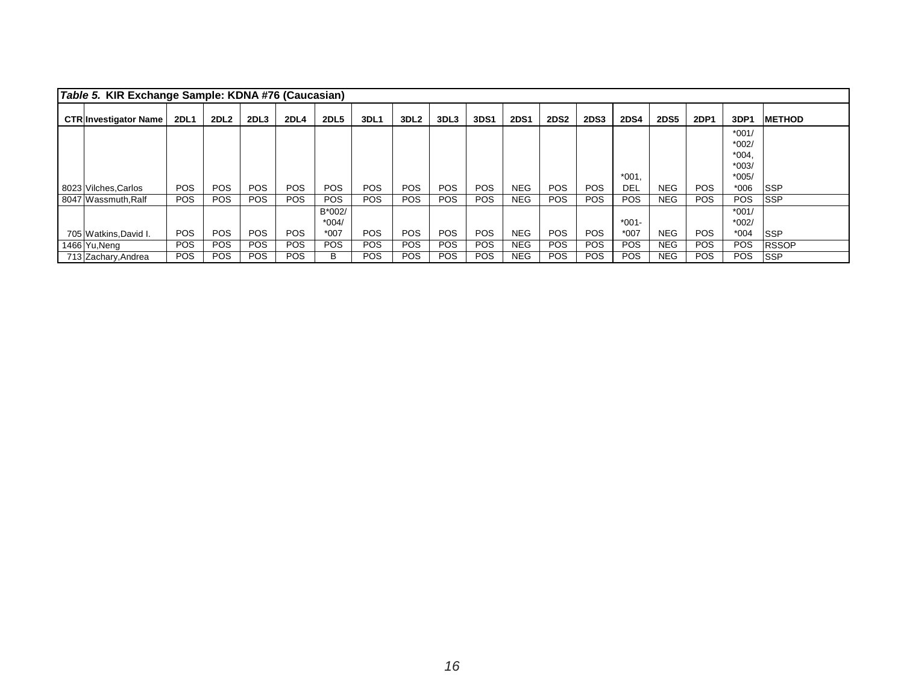| *Table 5.* **KIR Exchange Sample: KDNA #76 (Caucasian)** | | | | | | | | | | | | | | | | | | | |
|---|---|---|---|---|---|---|---|---|---|---|---|---|---|---|---|---|---|---|---|
| **CTR** | **Investigator Name** | **2DL1** | **2DL2** | **2DL3** | **2DL4** | **2DL5** | **3DL1** | **3DL2** | **3DL3** | **3DS1** | **2DS1** | **2DS2** | **2DS3** | **2DS4** | **2DS5** | **2DP1** | **3DP1** | **METHOD** |
| 8023 | Vilches,Carlos | POS | POS | POS | POS | POS | POS | POS | POS | POS | NEG | POS | POS | *001, DEL | NEG | POS | *001/ *002/ *004, *003/ *005/ *006 | SSP |
| 8047 | Wassmuth,Ralf | POS | POS | POS | POS | POS | POS | POS | POS | POS | NEG | POS | POS | POS | NEG | POS | POS | SSP |
| 705 | Watkins,David I. | POS | POS | POS | POS | B*002/ *004/ *007 | POS | POS | POS | POS | NEG | POS | POS | *001- *007 | NEG | POS | *001/ *002/ *004 | SSP |
| 1466 | Yu,Neng | POS | POS | POS | POS | POS | POS | POS | POS | POS | NEG | POS | POS | POS | NEG | POS | POS | RSSOP |
| 713 | Zachary,Andrea | POS | POS | POS | POS | B | POS | POS | POS | POS | NEG | POS | POS | POS | NEG | POS | POS | SSP |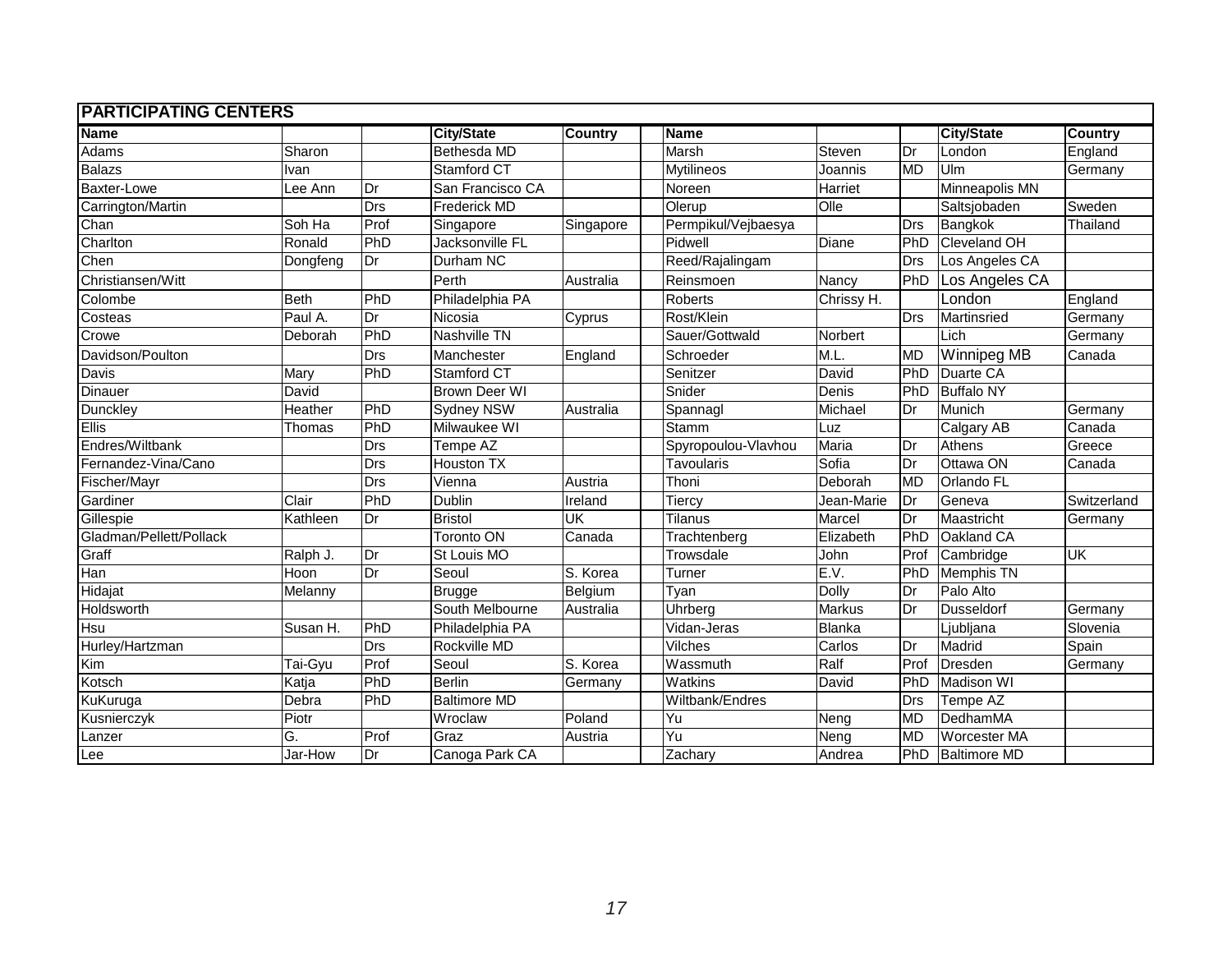## PARTICIPATING CENTERS

| Name | | | City/State | Country | | Name | | | City/State | Country |
|---|---|---|---|---|---|---|---|---|---|---|
| Adams | Sharon | | Bethesda MD | | | Marsh | Steven | Dr | London | England |
| Balazs | Ivan | | Stamford CT | | | Mytilineos | Joannis | MD | Ulm | Germany |
| Baxter-Lowe | Lee Ann | Dr | San Francisco CA | | | Noreen | Harriet | | Minneapolis MN | |
| Carrington/Martin | | Drs | Frederick MD | | | Olerup | Olle | | Saltsjobaden | Sweden |
| Chan | Soh Ha | Prof | Singapore | Singapore | | Permpikul/Vejbaesya | | Drs | Bangkok | Thailand |
| Charlton | Ronald | PhD | Jacksonville FL | | | Pidwell | Diane | PhD | Cleveland OH | |
| Chen | Dongfeng | Dr | Durham NC | | | Reed/Rajalingam | | Drs | Los Angeles CA | |
| Christiansen/Witt | | | Perth | Australia | | Reinsmoen | Nancy | PhD | Los Angeles CA | |
| Colombe | Beth | PhD | Philadelphia PA | | | Roberts | Chrissy H. | | London | England |
| Costeas | Paul A. | Dr | Nicosia | Cyprus | | Rost/Klein | | Drs | Martinsried | Germany |
| Crowe | Deborah | PhD | Nashville TN | | | Sauer/Gottwald | Norbert | | Lich | Germany |
| Davidson/Poulton | | Drs | Manchester | England | | Schroeder | M.L. | MD | Winnipeg MB | Canada |
| Davis | Mary | PhD | Stamford CT | | | Senitzer | David | PhD | Duarte CA | |
| Dinauer | David | | Brown Deer WI | | | Snider | Denis | PhD | Buffalo NY | |
| Dunckley | Heather | PhD | Sydney NSW | Australia | | Spannagl | Michael | Dr | Munich | Germany |
| Ellis | Thomas | PhD | Milwaukee WI | | | Stamm | Luz | | Calgary AB | Canada |
| Endres/Wiltbank | | Drs | Tempe AZ | | | Spyropoulou-Vlavhou | Maria | Dr | Athens | Greece |
| Fernandez-Vina/Cano | | Drs | Houston TX | | | Tavoularis | Sofia | Dr | Ottawa ON | Canada |
| Fischer/Mayr | | Drs | Vienna | Austria | | Thoni | Deborah | MD | Orlando FL | |
| Gardiner | Clair | PhD | Dublin | Ireland | | Tiercy | Jean-Marie | Dr | Geneva | Switzerland |
| Gillespie | Kathleen | Dr | Bristol | UK | | Tilanus | Marcel | Dr | Maastricht | Germany |
| Gladman/Pellett/Pollack | | | Toronto ON | Canada | | Trachtenberg | Elizabeth | PhD | Oakland CA | |
| Graff | Ralph J. | Dr | St Louis MO | | | Trowsdale | John | Prof | Cambridge | UK |
| Han | Hoon | Dr | Seoul | S. Korea | | Turner | E.V. | PhD | Memphis TN | |
| Hidajat | Melanny | | Brugge | Belgium | | Tyan | Dolly | Dr | Palo Alto | |
| Holdsworth | | | South Melbourne | Australia | | Uhrberg | Markus | Dr | Dusseldorf | Germany |
| Hsu | Susan H. | PhD | Philadelphia PA | | | Vidan-Jeras | Blanka | | Ljubljana | Slovenia |
| Hurley/Hartzman | | Drs | Rockville MD | | | Vilches | Carlos | Dr | Madrid | Spain |
| Kim | Tai-Gyu | Prof | Seoul | S. Korea | | Wassmuth | Ralf | Prof | Dresden | Germany |
| Kotsch | Katja | PhD | Berlin | Germany | | Watkins | David | PhD | Madison WI | |
| KuKuruga | Debra | PhD | Baltimore MD | | | Wiltbank/Endres | | Drs | Tempe AZ | |
| Kusnierczyk | Piotr | | Wroclaw | Poland | | Yu | Neng | MD | DedhamMA | |
| Lanzer | G. | Prof | Graz | Austria | | Yu | Neng | MD | Worcester MA | |
| Lee | Jar-How | Dr | Canoga Park CA | | | Zachary | Andrea | PhD | Baltimore MD | |